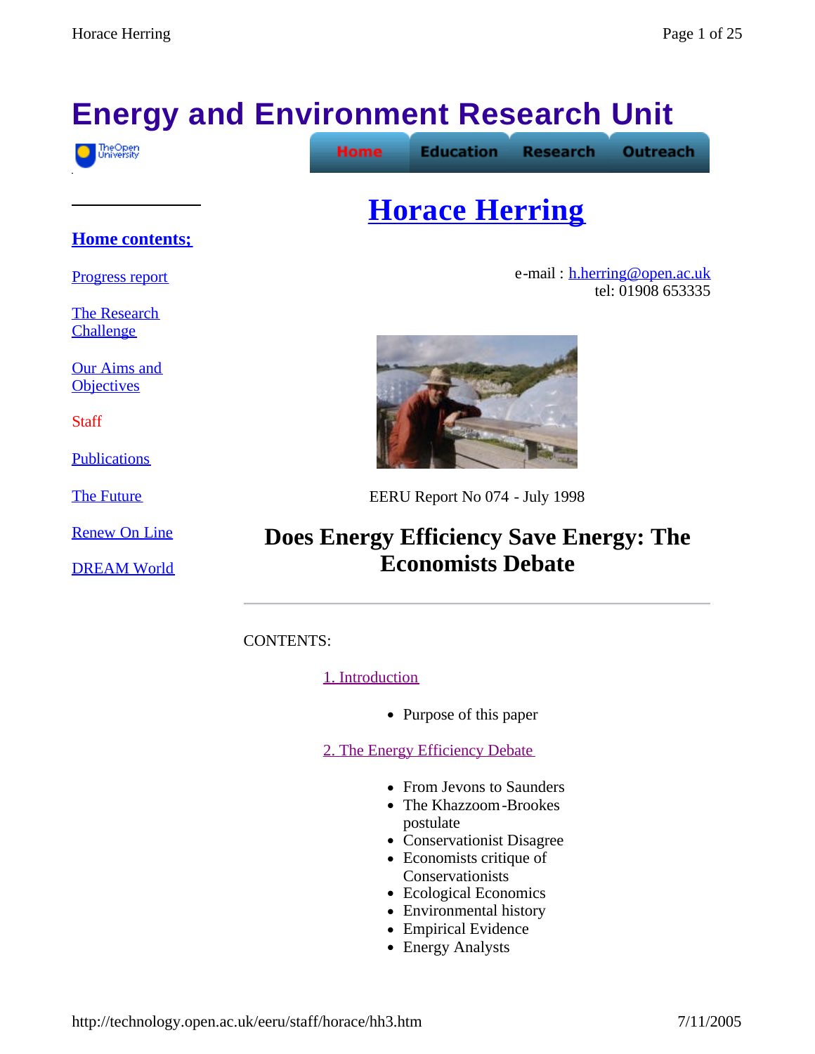# Energy and Environment Research Unit

Home | Education | Research | Outreach

**Home contents;**

Progress report

The Research Challenge

Our Aims and Objectives

Staff

Publications

The Future

Renew On Line

DREAM World

## Horace Herring

e-mail : h.herring@open.ac.uk
tel: 01908 653335

EERU Report No 074 - July 1998

## Does Energy Efficiency Save Energy: The Economists Debate

---

CONTENTS:

1. Introduction

- Purpose of this paper

2. The Energy Efficiency Debate

- From Jevons to Saunders
- The Khazzoom-Brookes postulate
- Conservationist Disagree
- Economists critique of Conservationists
- Ecological Economics
- Environmental history
- Empirical Evidence
- Energy Analysts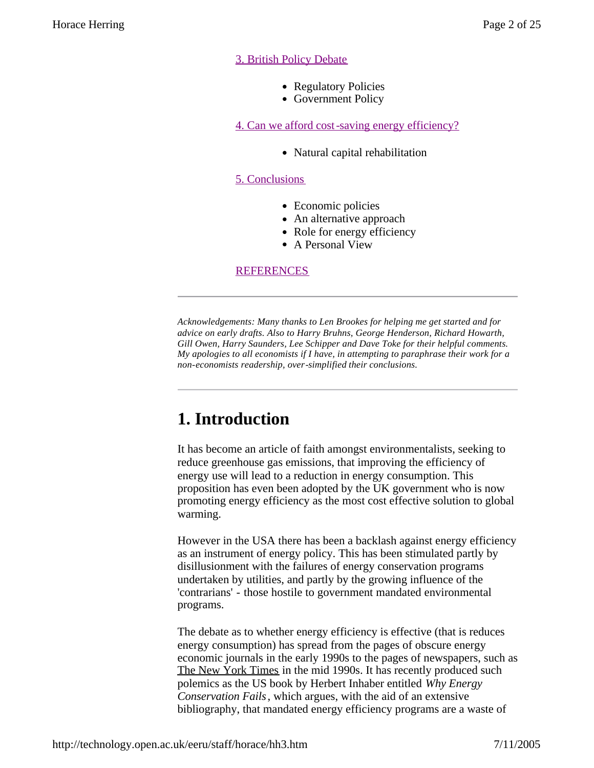3. British Policy Debate

- Regulatory Policies
- Government Policy

4. Can we afford cost-saving energy efficiency?

- Natural capital rehabilitation

5. Conclusions

- Economic policies
- An alternative approach
- Role for energy efficiency
- A Personal View

REFERENCES

---

*Acknowledgements: Many thanks to Len Brookes for helping me get started and for advice on early drafts. Also to Harry Bruhns, George Henderson, Richard Howarth, Gill Owen, Harry Saunders, Lee Schipper and Dave Toke for their helpful comments. My apologies to all economists if I have, in attempting to paraphrase their work for a non-economists readership, over-simplified their conclusions.*

---

# 1. Introduction

It has become an article of faith amongst environmentalists, seeking to reduce greenhouse gas emissions, that improving the efficiency of energy use will lead to a reduction in energy consumption. This proposition has even been adopted by the UK government who is now promoting energy efficiency as the most cost effective solution to global warming.

However in the USA there has been a backlash against energy efficiency as an instrument of energy policy. This has been stimulated partly by disillusionment with the failures of energy conservation programs undertaken by utilities, and partly by the growing influence of the 'contrarians' - those hostile to government mandated environmental programs.

The debate as to whether energy efficiency is effective (that is reduces energy consumption) has spread from the pages of obscure energy economic journals in the early 1990s to the pages of newspapers, such as The New York Times in the mid 1990s. It has recently produced such polemics as the US book by Herbert Inhaber entitled *Why Energy Conservation Fails*, which argues, with the aid of an extensive bibliography, that mandated energy efficiency programs are a waste of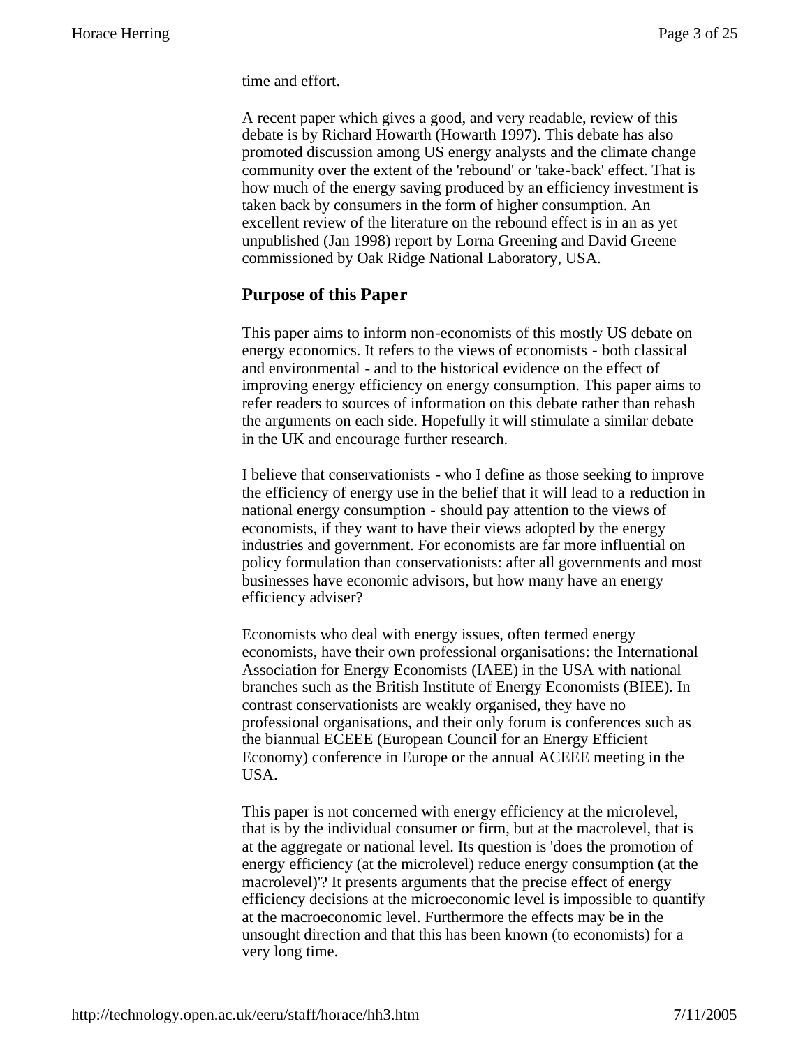time and effort.

A recent paper which gives a good, and very readable, review of this debate is by Richard Howarth (Howarth 1997). This debate has also promoted discussion among US energy analysts and the climate change community over the extent of the 'rebound' or 'take-back' effect. That is how much of the energy saving produced by an efficiency investment is taken back by consumers in the form of higher consumption. An excellent review of the literature on the rebound effect is in an as yet unpublished (Jan 1998) report by Lorna Greening and David Greene commissioned by Oak Ridge National Laboratory, USA.

## Purpose of this Paper

This paper aims to inform non-economists of this mostly US debate on energy economics. It refers to the views of economists - both classical and environmental - and to the historical evidence on the effect of improving energy efficiency on energy consumption. This paper aims to refer readers to sources of information on this debate rather than rehash the arguments on each side. Hopefully it will stimulate a similar debate in the UK and encourage further research.

I believe that conservationists - who I define as those seeking to improve the efficiency of energy use in the belief that it will lead to a reduction in national energy consumption - should pay attention to the views of economists, if they want to have their views adopted by the energy industries and government. For economists are far more influential on policy formulation than conservationists: after all governments and most businesses have economic advisors, but how many have an energy efficiency adviser?

Economists who deal with energy issues, often termed energy economists, have their own professional organisations: the International Association for Energy Economists (IAEE) in the USA with national branches such as the British Institute of Energy Economists (BIEE). In contrast conservationists are weakly organised, they have no professional organisations, and their only forum is conferences such as the biannual ECEEE (European Council for an Energy Efficient Economy) conference in Europe or the annual ACEEE meeting in the USA.

This paper is not concerned with energy efficiency at the microlevel, that is by the individual consumer or firm, but at the macrolevel, that is at the aggregate or national level. Its question is 'does the promotion of energy efficiency (at the microlevel) reduce energy consumption (at the macrolevel)'? It presents arguments that the precise effect of energy efficiency decisions at the microeconomic level is impossible to quantify at the macroeconomic level. Furthermore the effects may be in the unsought direction and that this has been known (to economists) for a very long time.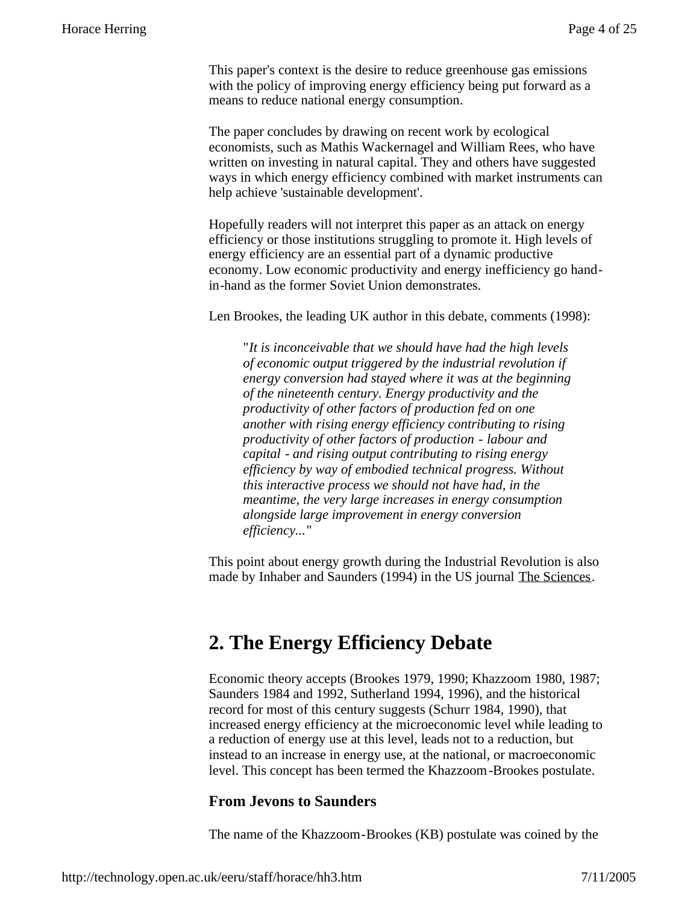This paper's context is the desire to reduce greenhouse gas emissions with the policy of improving energy efficiency being put forward as a means to reduce national energy consumption.

The paper concludes by drawing on recent work by ecological economists, such as Mathis Wackernagel and William Rees, who have written on investing in natural capital. They and others have suggested ways in which energy efficiency combined with market instruments can help achieve 'sustainable development'.

Hopefully readers will not interpret this paper as an attack on energy efficiency or those institutions struggling to promote it. High levels of energy efficiency are an essential part of a dynamic productive economy. Low economic productivity and energy inefficiency go hand-in-hand as the former Soviet Union demonstrates.

Len Brookes, the leading UK author in this debate, comments (1998):

> "*It is inconceivable that we should have had the high levels of economic output triggered by the industrial revolution if energy conversion had stayed where it was at the beginning of the nineteenth century. Energy productivity and the productivity of other factors of production fed on one another with rising energy efficiency contributing to rising productivity of other factors of production - labour and capital - and rising output contributing to rising energy efficiency by way of embodied technical progress. Without this interactive process we should not have had, in the meantime, the very large increases in energy consumption alongside large improvement in energy conversion efficiency...*"

This point about energy growth during the Industrial Revolution is also made by Inhaber and Saunders (1994) in the US journal The Sciences.

## 2. The Energy Efficiency Debate

Economic theory accepts (Brookes 1979, 1990; Khazzoom 1980, 1987; Saunders 1984 and 1992, Sutherland 1994, 1996), and the historical record for most of this century suggests (Schurr 1984, 1990), that increased energy efficiency at the microeconomic level while leading to a reduction of energy use at this level, leads not to a reduction, but instead to an increase in energy use, at the national, or macroeconomic level. This concept has been termed the Khazzoom-Brookes postulate.

### From Jevons to Saunders

The name of the Khazzoom-Brookes (KB) postulate was coined by the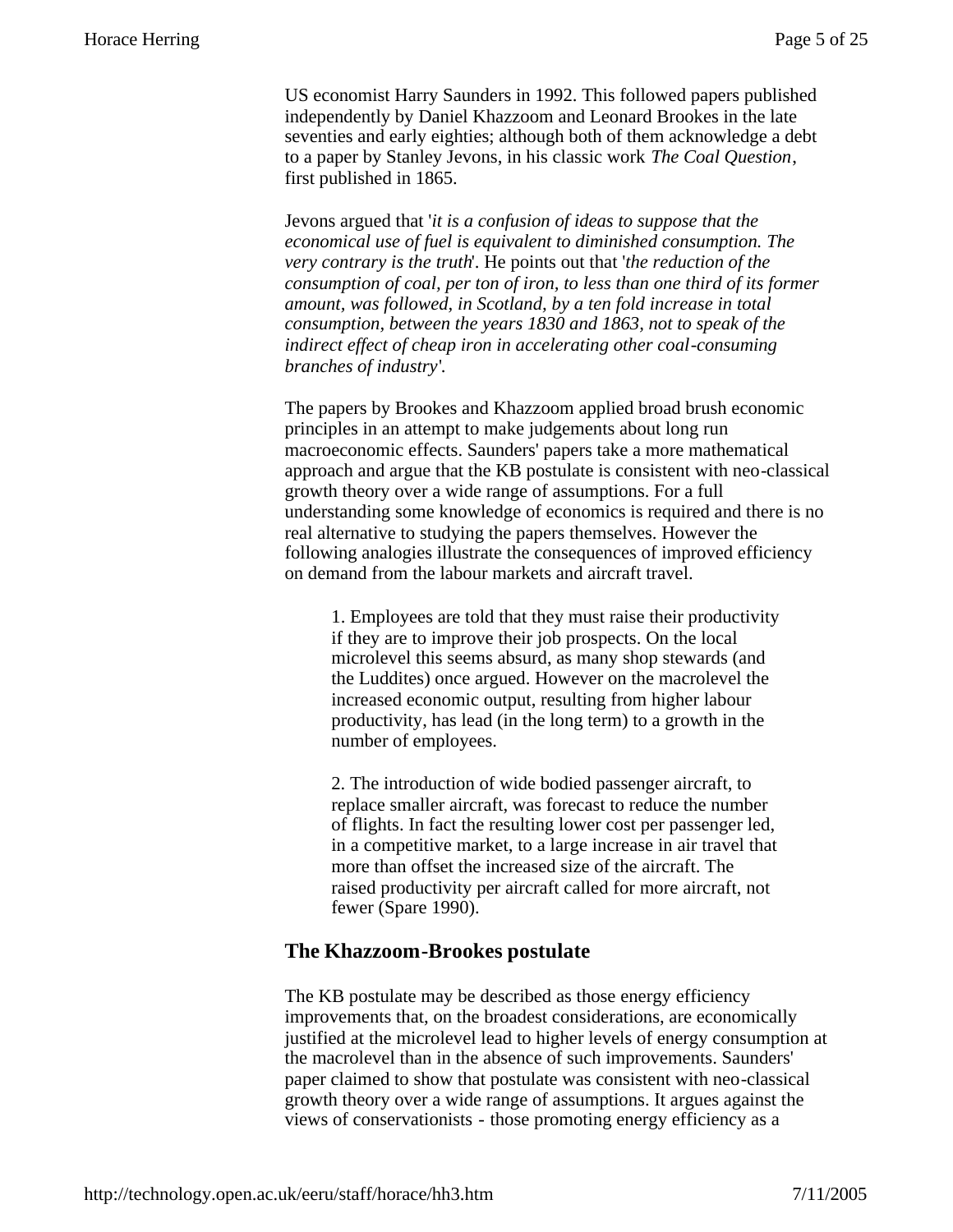US economist Harry Saunders in 1992. This followed papers published independently by Daniel Khazzoom and Leonard Brookes in the late seventies and early eighties; although both of them acknowledge a debt to a paper by Stanley Jevons, in his classic work *The Coal Question*, first published in 1865.

Jevons argued that '*it is a confusion of ideas to suppose that the economical use of fuel is equivalent to diminished consumption. The very contrary is the truth*'. He points out that '*the reduction of the consumption of coal, per ton of iron, to less than one third of its former amount, was followed, in Scotland, by a ten fold increase in total consumption, between the years 1830 and 1863, not to speak of the indirect effect of cheap iron in accelerating other coal-consuming branches of industry*'.

The papers by Brookes and Khazzoom applied broad brush economic principles in an attempt to make judgements about long run macroeconomic effects. Saunders' papers take a more mathematical approach and argue that the KB postulate is consistent with neo-classical growth theory over a wide range of assumptions. For a full understanding some knowledge of economics is required and there is no real alternative to studying the papers themselves. However the following analogies illustrate the consequences of improved efficiency on demand from the labour markets and aircraft travel.

> 1. Employees are told that they must raise their productivity if they are to improve their job prospects. On the local microlevel this seems absurd, as many shop stewards (and the Luddites) once argued. However on the macrolevel the increased economic output, resulting from higher labour productivity, has lead (in the long term) to a growth in the number of employees.
>
> 2. The introduction of wide bodied passenger aircraft, to replace smaller aircraft, was forecast to reduce the number of flights. In fact the resulting lower cost per passenger led, in a competitive market, to a large increase in air travel that more than offset the increased size of the aircraft. The raised productivity per aircraft called for more aircraft, not fewer (Spare 1990).

## The Khazzoom-Brookes postulate

The KB postulate may be described as those energy efficiency improvements that, on the broadest considerations, are economically justified at the microlevel lead to higher levels of energy consumption at the macrolevel than in the absence of such improvements. Saunders' paper claimed to show that postulate was consistent with neo-classical growth theory over a wide range of assumptions. It argues against the views of conservationists - those promoting energy efficiency as a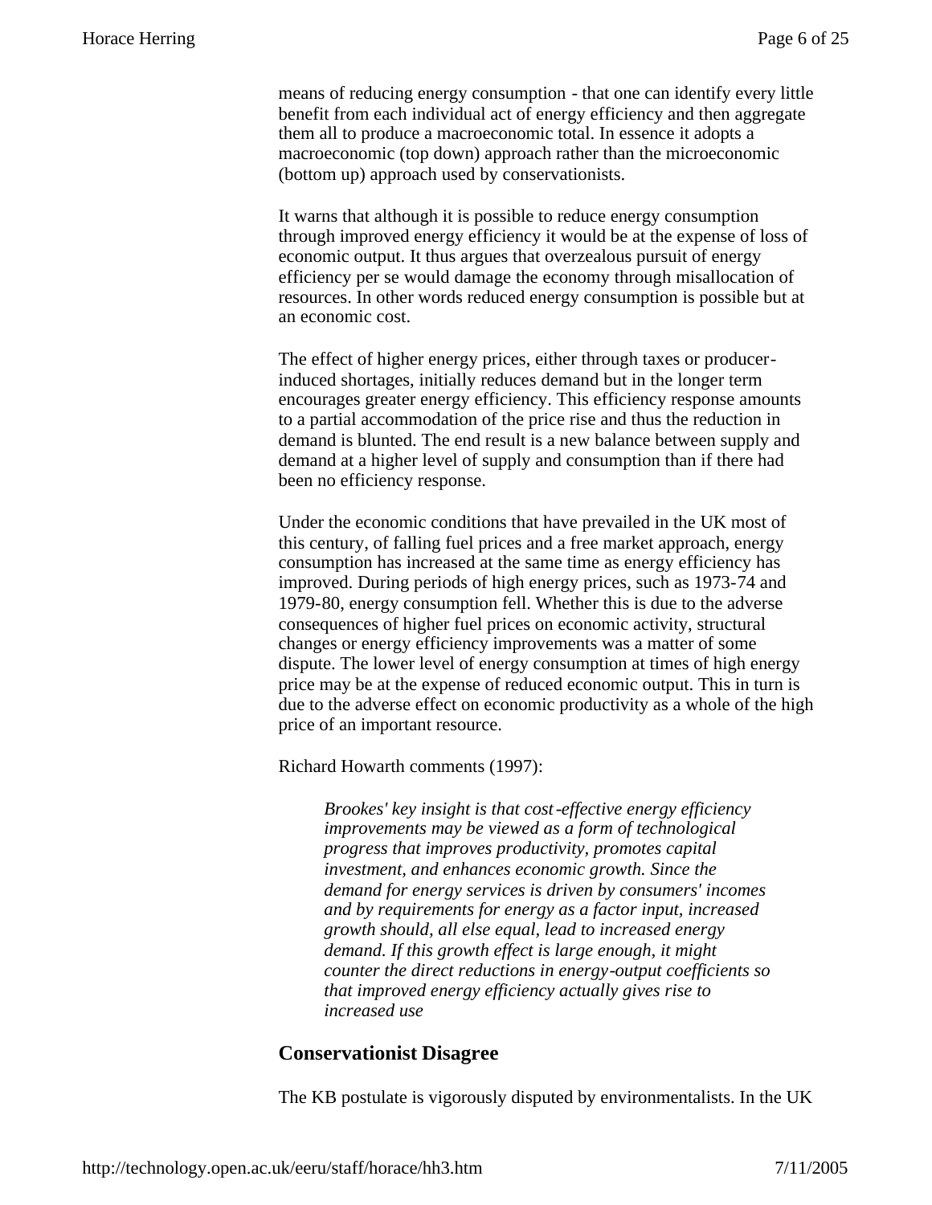means of reducing energy consumption - that one can identify every little benefit from each individual act of energy efficiency and then aggregate them all to produce a macroeconomic total. In essence it adopts a macroeconomic (top down) approach rather than the microeconomic (bottom up) approach used by conservationists.

It warns that although it is possible to reduce energy consumption through improved energy efficiency it would be at the expense of loss of economic output. It thus argues that overzealous pursuit of energy efficiency per se would damage the economy through misallocation of resources. In other words reduced energy consumption is possible but at an economic cost.

The effect of higher energy prices, either through taxes or producer-induced shortages, initially reduces demand but in the longer term encourages greater energy efficiency. This efficiency response amounts to a partial accommodation of the price rise and thus the reduction in demand is blunted. The end result is a new balance between supply and demand at a higher level of supply and consumption than if there had been no efficiency response.

Under the economic conditions that have prevailed in the UK most of this century, of falling fuel prices and a free market approach, energy consumption has increased at the same time as energy efficiency has improved. During periods of high energy prices, such as 1973-74 and 1979-80, energy consumption fell. Whether this is due to the adverse consequences of higher fuel prices on economic activity, structural changes or energy efficiency improvements was a matter of some dispute. The lower level of energy consumption at times of high energy price may be at the expense of reduced economic output. This in turn is due to the adverse effect on economic productivity as a whole of the high price of an important resource.

Richard Howarth comments (1997):

> *Brookes' key insight is that cost-effective energy efficiency improvements may be viewed as a form of technological progress that improves productivity, promotes capital investment, and enhances economic growth. Since the demand for energy services is driven by consumers' incomes and by requirements for energy as a factor input, increased growth should, all else equal, lead to increased energy demand. If this growth effect is large enough, it might counter the direct reductions in energy-output coefficients so that improved energy efficiency actually gives rise to increased use*

## Conservationist Disagree

The KB postulate is vigorously disputed by environmentalists. In the UK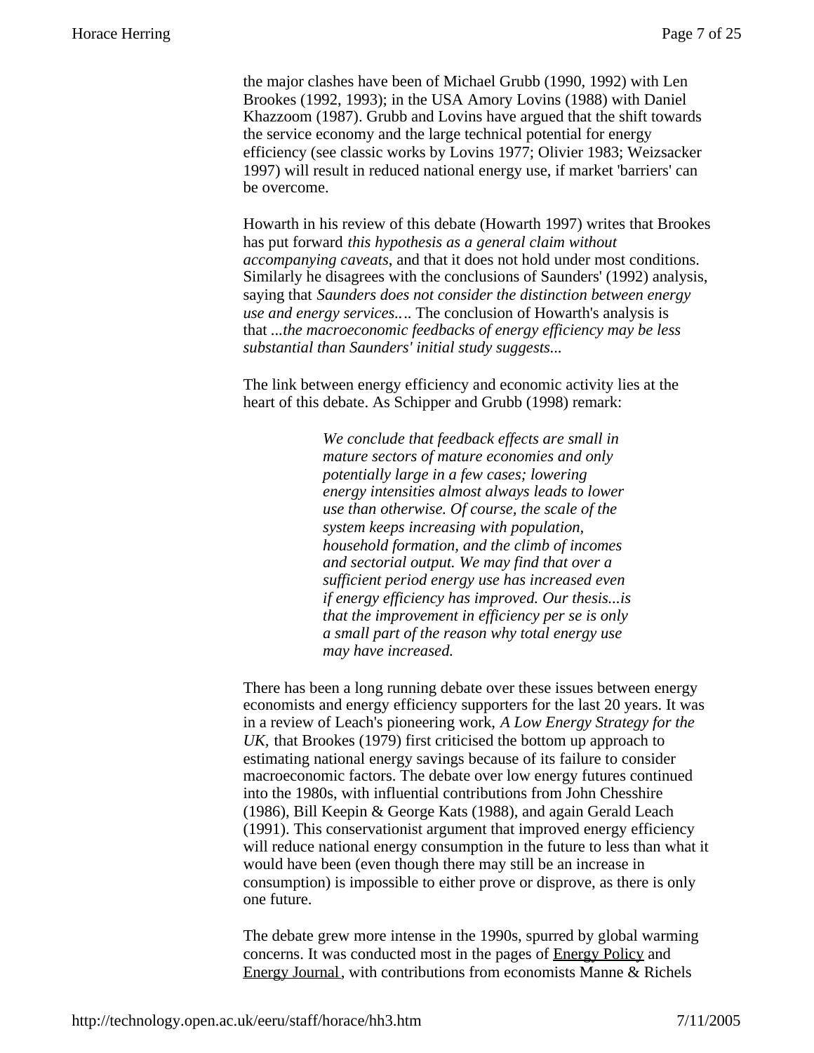the major clashes have been of Michael Grubb (1990, 1992) with Len Brookes (1992, 1993); in the USA Amory Lovins (1988) with Daniel Khazzoom (1987). Grubb and Lovins have argued that the shift towards the service economy and the large technical potential for energy efficiency (see classic works by Lovins 1977; Olivier 1983; Weizsacker 1997) will result in reduced national energy use, if market 'barriers' can be overcome.

Howarth in his review of this debate (Howarth 1997) writes that Brookes has put forward *this hypothesis as a general claim without accompanying caveats*, and that it does not hold under most conditions. Similarly he disagrees with the conclusions of Saunders' (1992) analysis, saying that *Saunders does not consider the distinction between energy use and energy services..*.. The conclusion of Howarth's analysis is that *...the macroeconomic feedbacks of energy efficiency may be less substantial than Saunders' initial study suggests...*

The link between energy efficiency and economic activity lies at the heart of this debate. As Schipper and Grubb (1998) remark:

> *We conclude that feedback effects are small in mature sectors of mature economies and only potentially large in a few cases; lowering energy intensities almost always leads to lower use than otherwise. Of course, the scale of the system keeps increasing with population, household formation, and the climb of incomes and sectorial output. We may find that over a sufficient period energy use has increased even if energy efficiency has improved. Our thesis...is that the improvement in efficiency per se is only a small part of the reason why total energy use may have increased.*

There has been a long running debate over these issues between energy economists and energy efficiency supporters for the last 20 years. It was in a review of Leach's pioneering work, *A Low Energy Strategy for the UK,* that Brookes (1979) first criticised the bottom up approach to estimating national energy savings because of its failure to consider macroeconomic factors. The debate over low energy futures continued into the 1980s, with influential contributions from John Chesshire (1986), Bill Keepin & George Kats (1988), and again Gerald Leach (1991). This conservationist argument that improved energy efficiency will reduce national energy consumption in the future to less than what it would have been (even though there may still be an increase in consumption) is impossible to either prove or disprove, as there is only one future.

The debate grew more intense in the 1990s, spurred by global warming concerns. It was conducted most in the pages of Energy Policy and Energy Journal, with contributions from economists Manne & Richels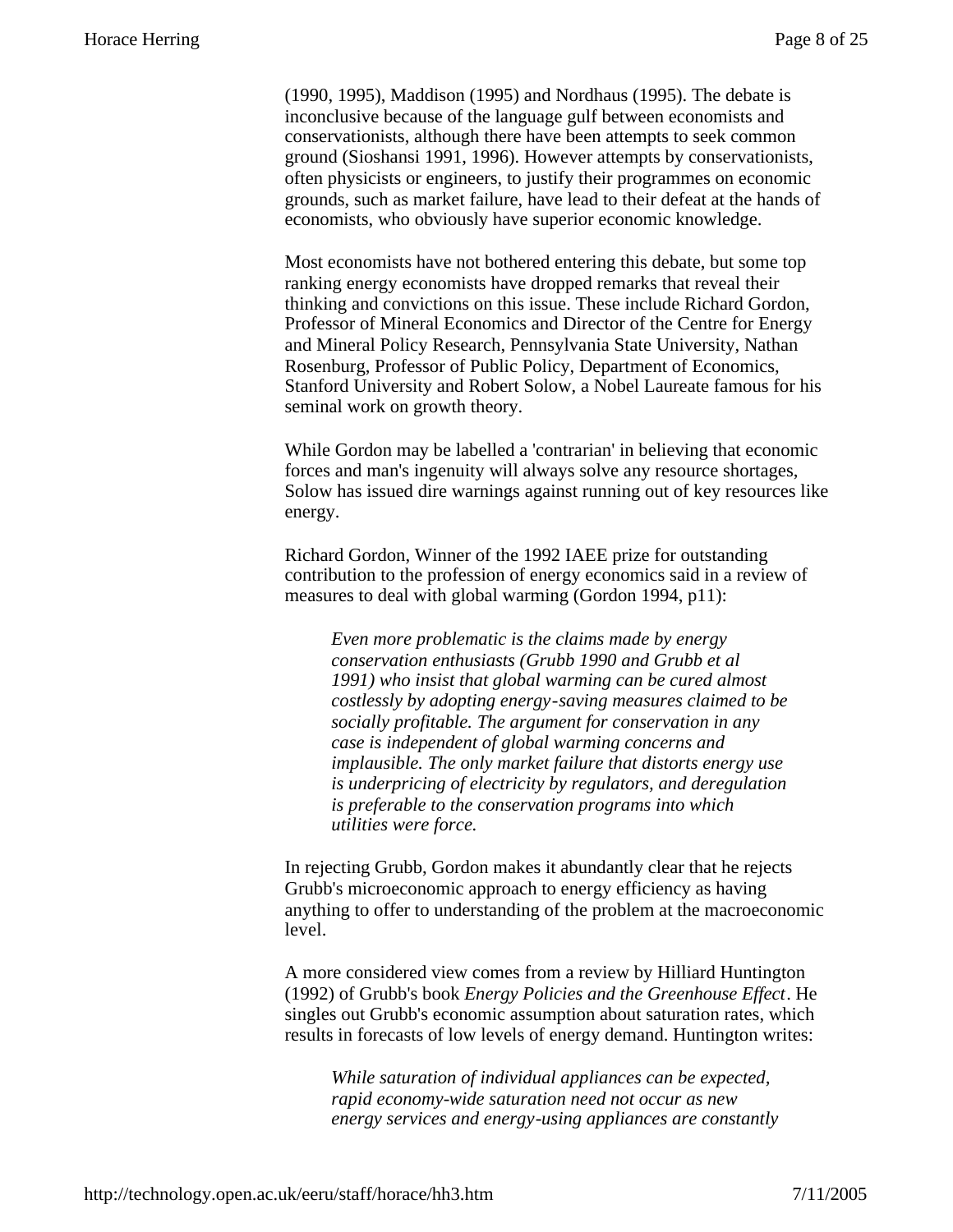(1990, 1995), Maddison (1995) and Nordhaus (1995). The debate is inconclusive because of the language gulf between economists and conservationists, although there have been attempts to seek common ground (Sioshansi 1991, 1996). However attempts by conservationists, often physicists or engineers, to justify their programmes on economic grounds, such as market failure, have lead to their defeat at the hands of economists, who obviously have superior economic knowledge.

Most economists have not bothered entering this debate, but some top ranking energy economists have dropped remarks that reveal their thinking and convictions on this issue. These include Richard Gordon, Professor of Mineral Economics and Director of the Centre for Energy and Mineral Policy Research, Pennsylvania State University, Nathan Rosenburg, Professor of Public Policy, Department of Economics, Stanford University and Robert Solow, a Nobel Laureate famous for his seminal work on growth theory.

While Gordon may be labelled a 'contrarian' in believing that economic forces and man's ingenuity will always solve any resource shortages, Solow has issued dire warnings against running out of key resources like energy.

Richard Gordon, Winner of the 1992 IAEE prize for outstanding contribution to the profession of energy economics said in a review of measures to deal with global warming (Gordon 1994, p11):

> *Even more problematic is the claims made by energy conservation enthusiasts (Grubb 1990 and Grubb et al 1991) who insist that global warming can be cured almost costlessly by adopting energy-saving measures claimed to be socially profitable. The argument for conservation in any case is independent of global warming concerns and implausible. The only market failure that distorts energy use is underpricing of electricity by regulators, and deregulation is preferable to the conservation programs into which utilities were force.*

In rejecting Grubb, Gordon makes it abundantly clear that he rejects Grubb's microeconomic approach to energy efficiency as having anything to offer to understanding of the problem at the macroeconomic level.

A more considered view comes from a review by Hilliard Huntington (1992) of Grubb's book *Energy Policies and the Greenhouse Effect*. He singles out Grubb's economic assumption about saturation rates, which results in forecasts of low levels of energy demand. Huntington writes:

> *While saturation of individual appliances can be expected, rapid economy-wide saturation need not occur as new energy services and energy-using appliances are constantly*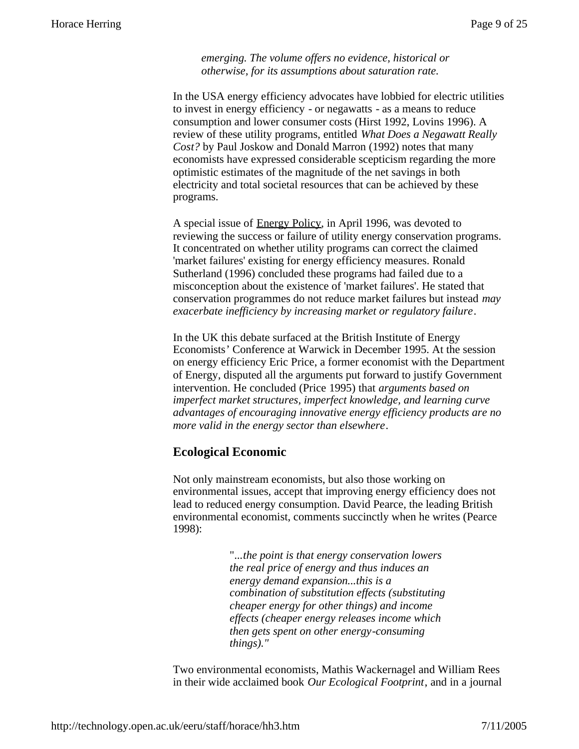> *emerging. The volume offers no evidence, historical or otherwise, for its assumptions about saturation rate.*

In the USA energy efficiency advocates have lobbied for electric utilities to invest in energy efficiency - or negawatts - as a means to reduce consumption and lower consumer costs (Hirst 1992, Lovins 1996). A review of these utility programs, entitled *What Does a Negawatt Really Cost?* by Paul Joskow and Donald Marron (1992) notes that many economists have expressed considerable scepticism regarding the more optimistic estimates of the magnitude of the net savings in both electricity and total societal resources that can be achieved by these programs.

A special issue of Energy Policy, in April 1996, was devoted to reviewing the success or failure of utility energy conservation programs. It concentrated on whether utility programs can correct the claimed 'market failures' existing for energy efficiency measures. Ronald Sutherland (1996) concluded these programs had failed due to a misconception about the existence of 'market failures'. He stated that conservation programmes do not reduce market failures but instead *may exacerbate inefficiency by increasing market or regulatory failure*.

In the UK this debate surfaced at the British Institute of Energy Economists' Conference at Warwick in December 1995. At the session on energy efficiency Eric Price, a former economist with the Department of Energy, disputed all the arguments put forward to justify Government intervention. He concluded (Price 1995) that *arguments based on imperfect market structures, imperfect knowledge, and learning curve advantages of encouraging innovative energy efficiency products are no more valid in the energy sector than elsewhere*.

## Ecological Economic

Not only mainstream economists, but also those working on environmental issues, accept that improving energy efficiency does not lead to reduced energy consumption. David Pearce, the leading British environmental economist, comments succinctly when he writes (Pearce 1998):

> "*...the point is that energy conservation lowers the real price of energy and thus induces an energy demand expansion...this is a combination of substitution effects (substituting cheaper energy for other things) and income effects (cheaper energy releases income which then gets spent on other energy-consuming things).*"

Two environmental economists, Mathis Wackernagel and William Rees in their wide acclaimed book *Our Ecological Footprint*, and in a journal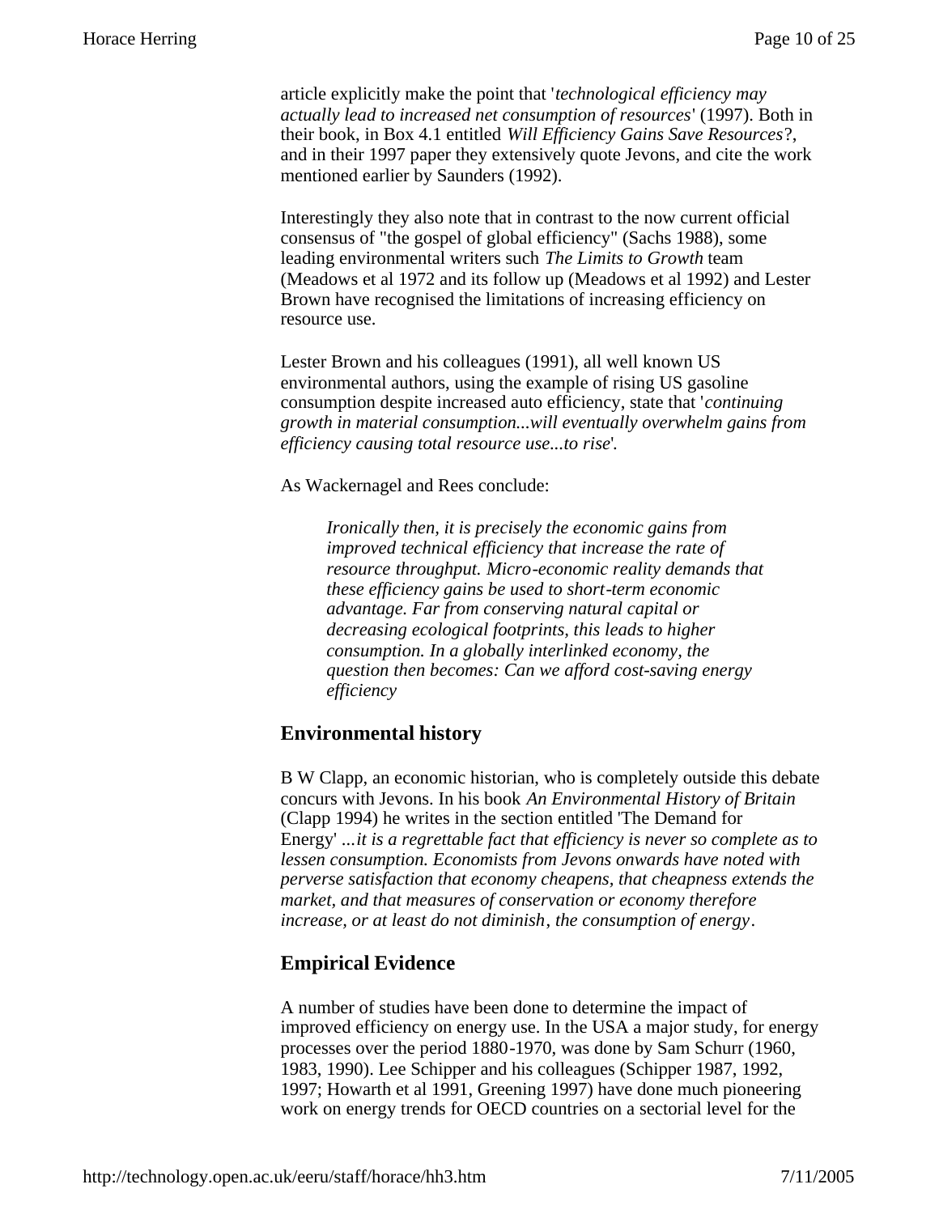article explicitly make the point that '*technological efficiency may actually lead to increased net consumption of resources*' (1997). Both in their book, in Box 4.1 entitled *Will Efficiency Gains Save Resources*?, and in their 1997 paper they extensively quote Jevons, and cite the work mentioned earlier by Saunders (1992).

Interestingly they also note that in contrast to the now current official consensus of "the gospel of global efficiency" (Sachs 1988), some leading environmental writers such *The Limits to Growth* team (Meadows et al 1972 and its follow up (Meadows et al 1992) and Lester Brown have recognised the limitations of increasing efficiency on resource use.

Lester Brown and his colleagues (1991), all well known US environmental authors, using the example of rising US gasoline consumption despite increased auto efficiency, state that '*continuing growth in material consumption...will eventually overwhelm gains from efficiency causing total resource use...to rise*'.

As Wackernagel and Rees conclude:

> *Ironically then, it is precisely the economic gains from improved technical efficiency that increase the rate of resource throughput. Micro-economic reality demands that these efficiency gains be used to short-term economic advantage. Far from conserving natural capital or decreasing ecological footprints, this leads to higher consumption. In a globally interlinked economy, the question then becomes: Can we afford cost-saving energy efficiency*

## Environmental history

B W Clapp, an economic historian, who is completely outside this debate concurs with Jevons. In his book *An Environmental History of Britain* (Clapp 1994) he writes in the section entitled 'The Demand for Energy' *...it is a regrettable fact that efficiency is never so complete as to lessen consumption. Economists from Jevons onwards have noted with perverse satisfaction that economy cheapens, that cheapness extends the market, and that measures of conservation or economy therefore increase, or at least do not diminish, the consumption of energy*.

## Empirical Evidence

A number of studies have been done to determine the impact of improved efficiency on energy use. In the USA a major study, for energy processes over the period 1880-1970, was done by Sam Schurr (1960, 1983, 1990). Lee Schipper and his colleagues (Schipper 1987, 1992, 1997; Howarth et al 1991, Greening 1997) have done much pioneering work on energy trends for OECD countries on a sectorial level for the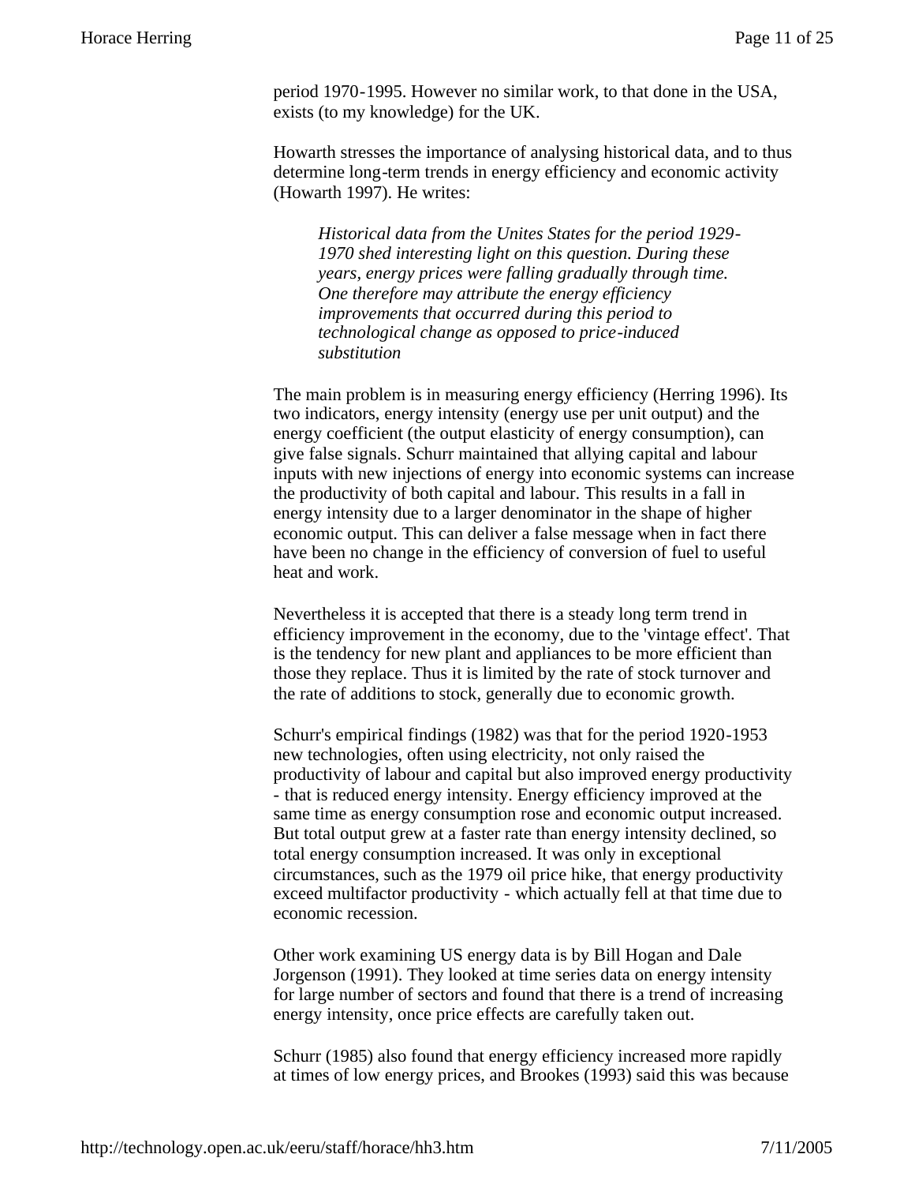period 1970-1995. However no similar work, to that done in the USA, exists (to my knowledge) for the UK.

Howarth stresses the importance of analysing historical data, and to thus determine long-term trends in energy efficiency and economic activity (Howarth 1997). He writes:

> *Historical data from the Unites States for the period 1929-1970 shed interesting light on this question. During these years, energy prices were falling gradually through time. One therefore may attribute the energy efficiency improvements that occurred during this period to technological change as opposed to price-induced substitution*

The main problem is in measuring energy efficiency (Herring 1996). Its two indicators, energy intensity (energy use per unit output) and the energy coefficient (the output elasticity of energy consumption), can give false signals. Schurr maintained that allying capital and labour inputs with new injections of energy into economic systems can increase the productivity of both capital and labour. This results in a fall in energy intensity due to a larger denominator in the shape of higher economic output. This can deliver a false message when in fact there have been no change in the efficiency of conversion of fuel to useful heat and work.

Nevertheless it is accepted that there is a steady long term trend in efficiency improvement in the economy, due to the 'vintage effect'. That is the tendency for new plant and appliances to be more efficient than those they replace. Thus it is limited by the rate of stock turnover and the rate of additions to stock, generally due to economic growth.

Schurr's empirical findings (1982) was that for the period 1920-1953 new technologies, often using electricity, not only raised the productivity of labour and capital but also improved energy productivity - that is reduced energy intensity. Energy efficiency improved at the same time as energy consumption rose and economic output increased. But total output grew at a faster rate than energy intensity declined, so total energy consumption increased. It was only in exceptional circumstances, such as the 1979 oil price hike, that energy productivity exceed multifactor productivity - which actually fell at that time due to economic recession.

Other work examining US energy data is by Bill Hogan and Dale Jorgenson (1991). They looked at time series data on energy intensity for large number of sectors and found that there is a trend of increasing energy intensity, once price effects are carefully taken out.

Schurr (1985) also found that energy efficiency increased more rapidly at times of low energy prices, and Brookes (1993) said this was because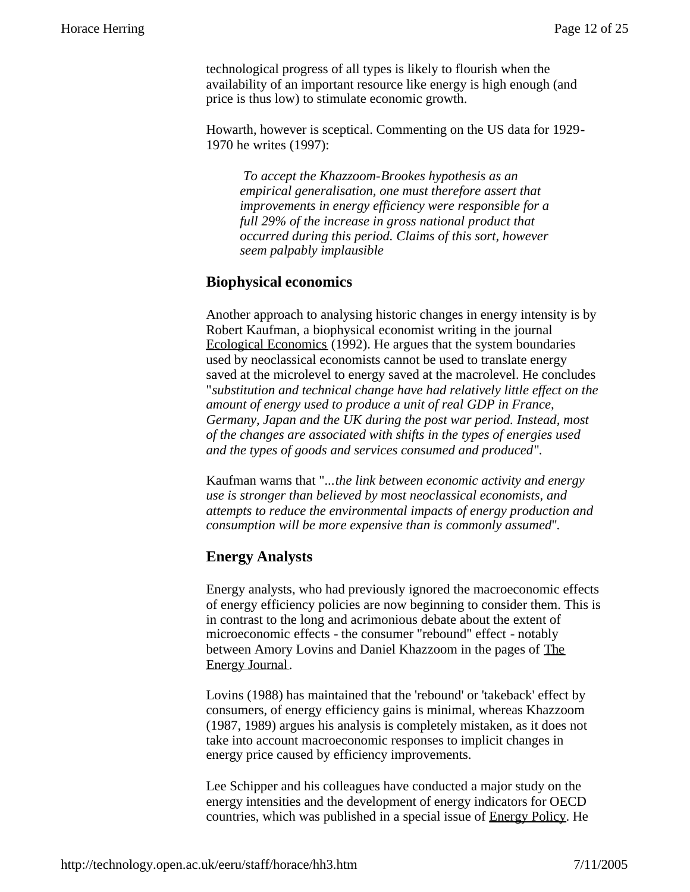technological progress of all types is likely to flourish when the availability of an important resource like energy is high enough (and price is thus low) to stimulate economic growth.

Howarth, however is sceptical. Commenting on the US data for 1929-1970 he writes (1997):

> *To accept the Khazzoom-Brookes hypothesis as an empirical generalisation, one must therefore assert that improvements in energy efficiency were responsible for a full 29% of the increase in gross national product that occurred during this period. Claims of this sort, however seem palpably implausible*

## Biophysical economics

Another approach to analysing historic changes in energy intensity is by Robert Kaufman, a biophysical economist writing in the journal Ecological Economics (1992). He argues that the system boundaries used by neoclassical economists cannot be used to translate energy saved at the microlevel to energy saved at the macrolevel. He concludes "*substitution and technical change have had relatively little effect on the amount of energy used to produce a unit of real GDP in France, Germany, Japan and the UK during the post war period. Instead, most of the changes are associated with shifts in the types of energies used and the types of goods and services consumed and produced*".

Kaufman warns that "*...the link between economic activity and energy use is stronger than believed by most neoclassical economists, and attempts to reduce the environmental impacts of energy production and consumption will be more expensive than is commonly assumed*".

## Energy Analysts

Energy analysts, who had previously ignored the macroeconomic effects of energy efficiency policies are now beginning to consider them. This is in contrast to the long and acrimonious debate about the extent of microeconomic effects - the consumer "rebound" effect - notably between Amory Lovins and Daniel Khazzoom in the pages of The Energy Journal.

Lovins (1988) has maintained that the 'rebound' or 'takeback' effect by consumers, of energy efficiency gains is minimal, whereas Khazzoom (1987, 1989) argues his analysis is completely mistaken, as it does not take into account macroeconomic responses to implicit changes in energy price caused by efficiency improvements.

Lee Schipper and his colleagues have conducted a major study on the energy intensities and the development of energy indicators for OECD countries, which was published in a special issue of Energy Policy. He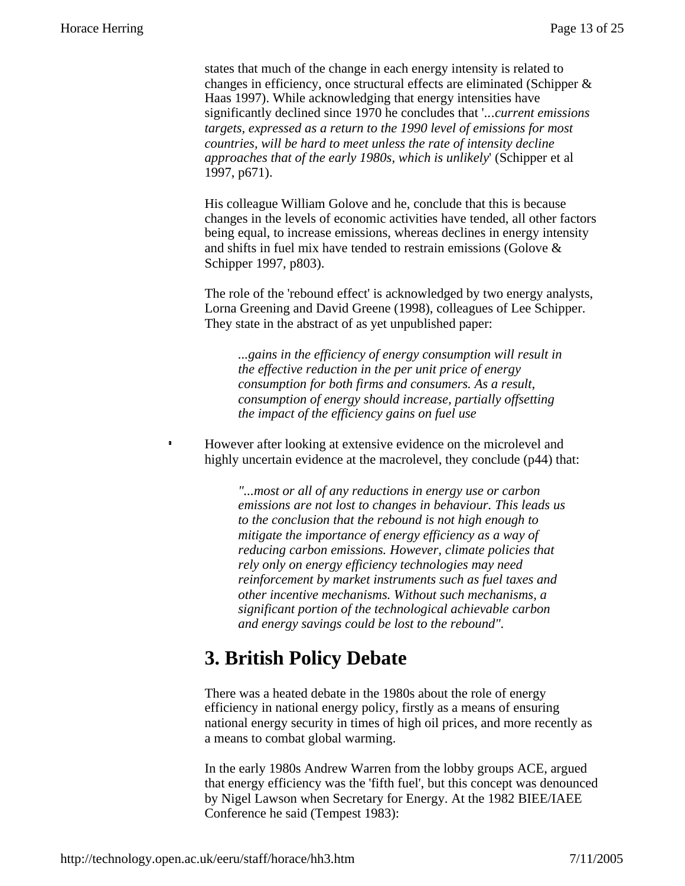states that much of the change in each energy intensity is related to changes in efficiency, once structural effects are eliminated (Schipper & Haas 1997). While acknowledging that energy intensities have significantly declined since 1970 he concludes that '*...current emissions targets, expressed as a return to the 1990 level of emissions for most countries, will be hard to meet unless the rate of intensity decline approaches that of the early 1980s, which is unlikely*' (Schipper et al 1997, p671).

His colleague William Golove and he, conclude that this is because changes in the levels of economic activities have tended, all other factors being equal, to increase emissions, whereas declines in energy intensity and shifts in fuel mix have tended to restrain emissions (Golove & Schipper 1997, p803).

The role of the 'rebound effect' is acknowledged by two energy analysts, Lorna Greening and David Greene (1998), colleagues of Lee Schipper. They state in the abstract of as yet unpublished paper:

> *...gains in the efficiency of energy consumption will result in the effective reduction in the per unit price of energy consumption for both firms and consumers. As a result, consumption of energy should increase, partially offsetting the impact of the efficiency gains on fuel use*

However after looking at extensive evidence on the microlevel and highly uncertain evidence at the macrolevel, they conclude (p44) that:

> *"...most or all of any reductions in energy use or carbon emissions are not lost to changes in behaviour. This leads us to the conclusion that the rebound is not high enough to mitigate the importance of energy efficiency as a way of reducing carbon emissions. However, climate policies that rely only on energy efficiency technologies may need reinforcement by market instruments such as fuel taxes and other incentive mechanisms. Without such mechanisms, a significant portion of the technological achievable carbon and energy savings could be lost to the rebound".*

# 3. British Policy Debate

There was a heated debate in the 1980s about the role of energy efficiency in national energy policy, firstly as a means of ensuring national energy security in times of high oil prices, and more recently as a means to combat global warming.

In the early 1980s Andrew Warren from the lobby groups ACE, argued that energy efficiency was the 'fifth fuel', but this concept was denounced by Nigel Lawson when Secretary for Energy. At the 1982 BIEE/IAEE Conference he said (Tempest 1983):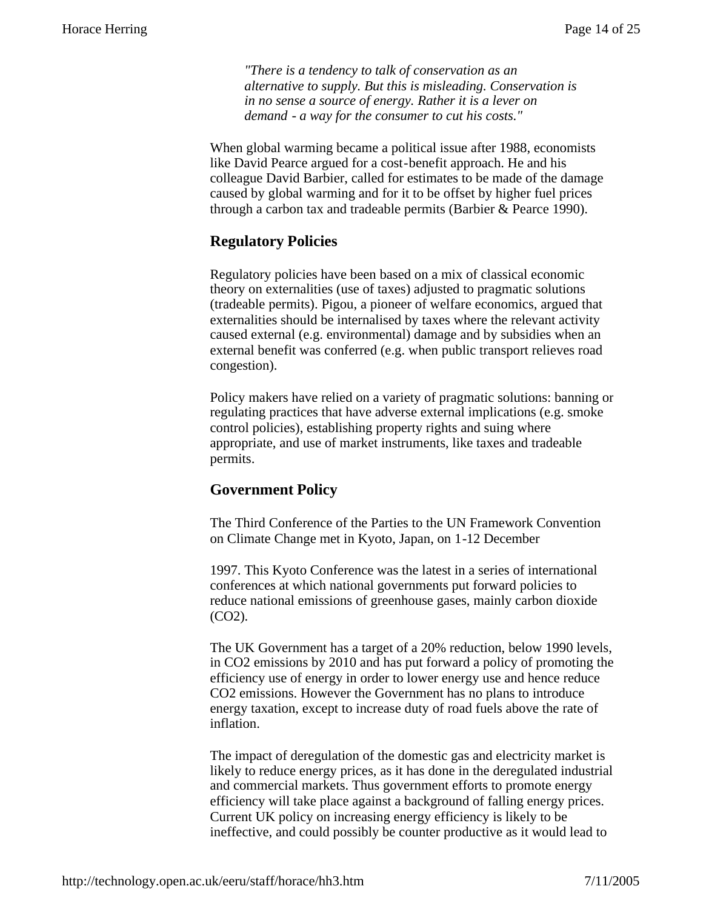> *"There is a tendency to talk of conservation as an alternative to supply. But this is misleading. Conservation is in no sense a source of energy. Rather it is a lever on demand - a way for the consumer to cut his costs."*

When global warming became a political issue after 1988, economists like David Pearce argued for a cost-benefit approach. He and his colleague David Barbier, called for estimates to be made of the damage caused by global warming and for it to be offset by higher fuel prices through a carbon tax and tradeable permits (Barbier & Pearce 1990).

## Regulatory Policies

Regulatory policies have been based on a mix of classical economic theory on externalities (use of taxes) adjusted to pragmatic solutions (tradeable permits). Pigou, a pioneer of welfare economics, argued that externalities should be internalised by taxes where the relevant activity caused external (e.g. environmental) damage and by subsidies when an external benefit was conferred (e.g. when public transport relieves road congestion).

Policy makers have relied on a variety of pragmatic solutions: banning or regulating practices that have adverse external implications (e.g. smoke control policies), establishing property rights and suing where appropriate, and use of market instruments, like taxes and tradeable permits.

## Government Policy

The Third Conference of the Parties to the UN Framework Convention on Climate Change met in Kyoto, Japan, on 1-12 December

1997. This Kyoto Conference was the latest in a series of international conferences at which national governments put forward policies to reduce national emissions of greenhouse gases, mainly carbon dioxide ($CO_2$).

The UK Government has a target of a 20% reduction, below 1990 levels, in $CO_2$ emissions by 2010 and has put forward a policy of promoting the efficiency use of energy in order to lower energy use and hence reduce $CO_2$ emissions. However the Government has no plans to introduce energy taxation, except to increase duty of road fuels above the rate of inflation.

The impact of deregulation of the domestic gas and electricity market is likely to reduce energy prices, as it has done in the deregulated industrial and commercial markets. Thus government efforts to promote energy efficiency will take place against a background of falling energy prices. Current UK policy on increasing energy efficiency is likely to be ineffective, and could possibly be counter productive as it would lead to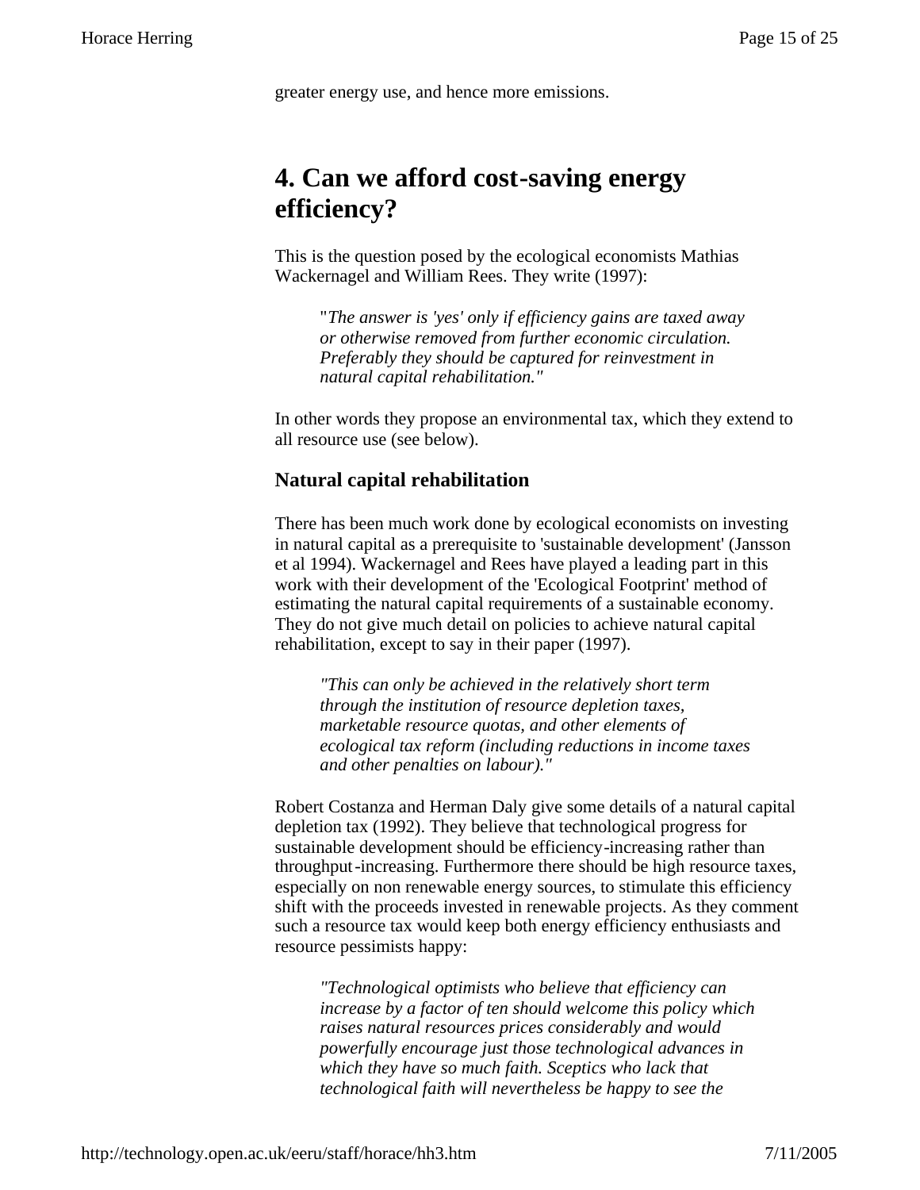greater energy use, and hence more emissions.

# 4. Can we afford cost-saving energy efficiency?

This is the question posed by the ecological economists Mathias Wackernagel and William Rees. They write (1997):

> "*The answer is 'yes' only if efficiency gains are taxed away or otherwise removed from further economic circulation. Preferably they should be captured for reinvestment in natural capital rehabilitation."*

In other words they propose an environmental tax, which they extend to all resource use (see below).

## Natural capital rehabilitation

There has been much work done by ecological economists on investing in natural capital as a prerequisite to 'sustainable development' (Jansson et al 1994). Wackernagel and Rees have played a leading part in this work with their development of the 'Ecological Footprint' method of estimating the natural capital requirements of a sustainable economy. They do not give much detail on policies to achieve natural capital rehabilitation, except to say in their paper (1997).

> *"This can only be achieved in the relatively short term through the institution of resource depletion taxes, marketable resource quotas, and other elements of ecological tax reform (including reductions in income taxes and other penalties on labour)."*

Robert Costanza and Herman Daly give some details of a natural capital depletion tax (1992). They believe that technological progress for sustainable development should be efficiency-increasing rather than throughput-increasing. Furthermore there should be high resource taxes, especially on non renewable energy sources, to stimulate this efficiency shift with the proceeds invested in renewable projects. As they comment such a resource tax would keep both energy efficiency enthusiasts and resource pessimists happy:

> *"Technological optimists who believe that efficiency can increase by a factor of ten should welcome this policy which raises natural resources prices considerably and would powerfully encourage just those technological advances in which they have so much faith. Sceptics who lack that technological faith will nevertheless be happy to see the*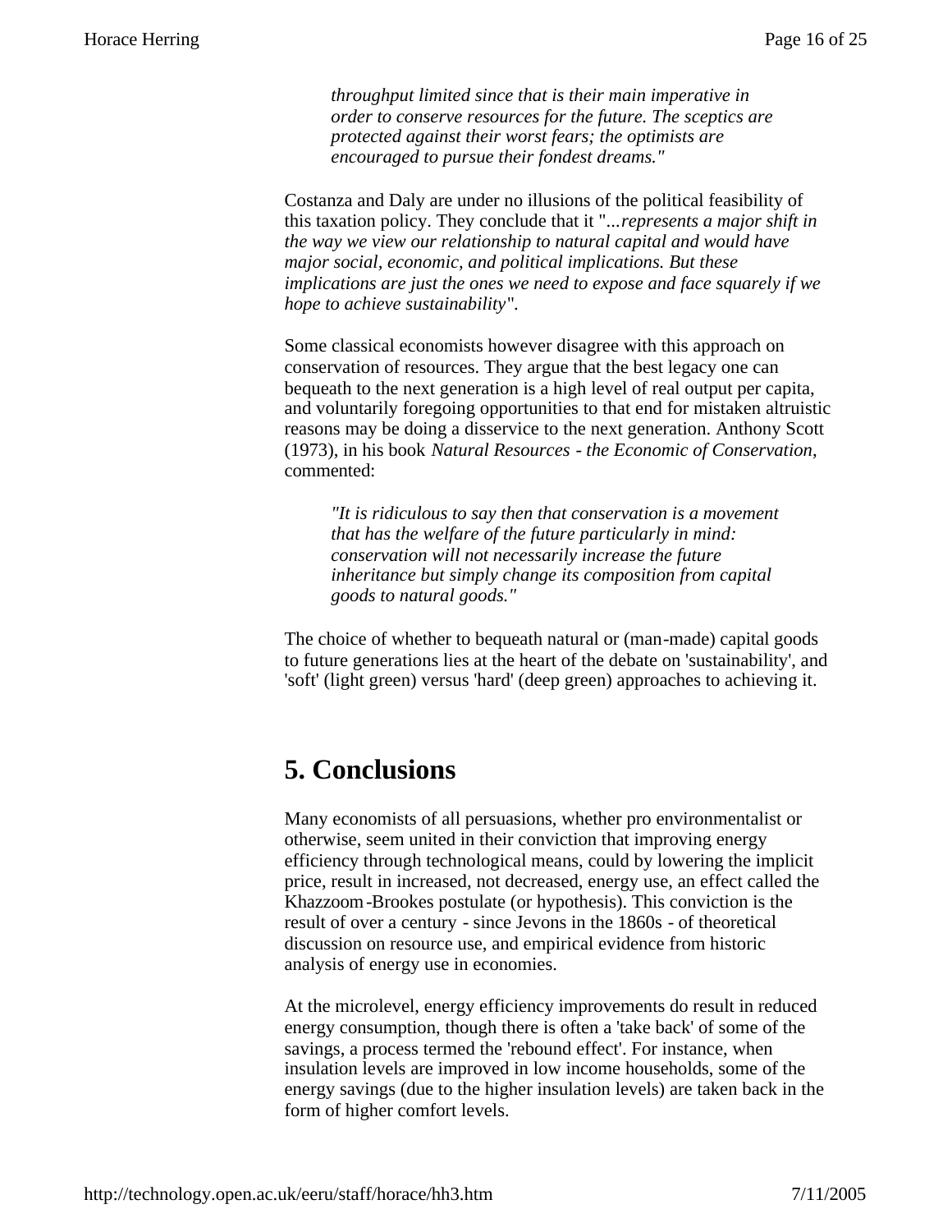> *throughput limited since that is their main imperative in order to conserve resources for the future. The sceptics are protected against their worst fears; the optimists are encouraged to pursue their fondest dreams."*

Costanza and Daly are under no illusions of the political feasibility of this taxation policy. They conclude that it "*...represents a major shift in the way we view our relationship to natural capital and would have major social, economic, and political implications. But these implications are just the ones we need to expose and face squarely if we hope to achieve sustainability*".

Some classical economists however disagree with this approach on conservation of resources. They argue that the best legacy one can bequeath to the next generation is a high level of real output per capita, and voluntarily foregoing opportunities to that end for mistaken altruistic reasons may be doing a disservice to the next generation. Anthony Scott (1973), in his book *Natural Resources - the Economic of Conservation*, commented:

> *"It is ridiculous to say then that conservation is a movement that has the welfare of the future particularly in mind: conservation will not necessarily increase the future inheritance but simply change its composition from capital goods to natural goods."*

The choice of whether to bequeath natural or (man-made) capital goods to future generations lies at the heart of the debate on 'sustainability', and 'soft' (light green) versus 'hard' (deep green) approaches to achieving it.

## 5. Conclusions

Many economists of all persuasions, whether pro environmentalist or otherwise, seem united in their conviction that improving energy efficiency through technological means, could by lowering the implicit price, result in increased, not decreased, energy use, an effect called the Khazzoom-Brookes postulate (or hypothesis). This conviction is the result of over a century - since Jevons in the 1860s - of theoretical discussion on resource use, and empirical evidence from historic analysis of energy use in economies.

At the microlevel, energy efficiency improvements do result in reduced energy consumption, though there is often a 'take back' of some of the savings, a process termed the 'rebound effect'. For instance, when insulation levels are improved in low income households, some of the energy savings (due to the higher insulation levels) are taken back in the form of higher comfort levels.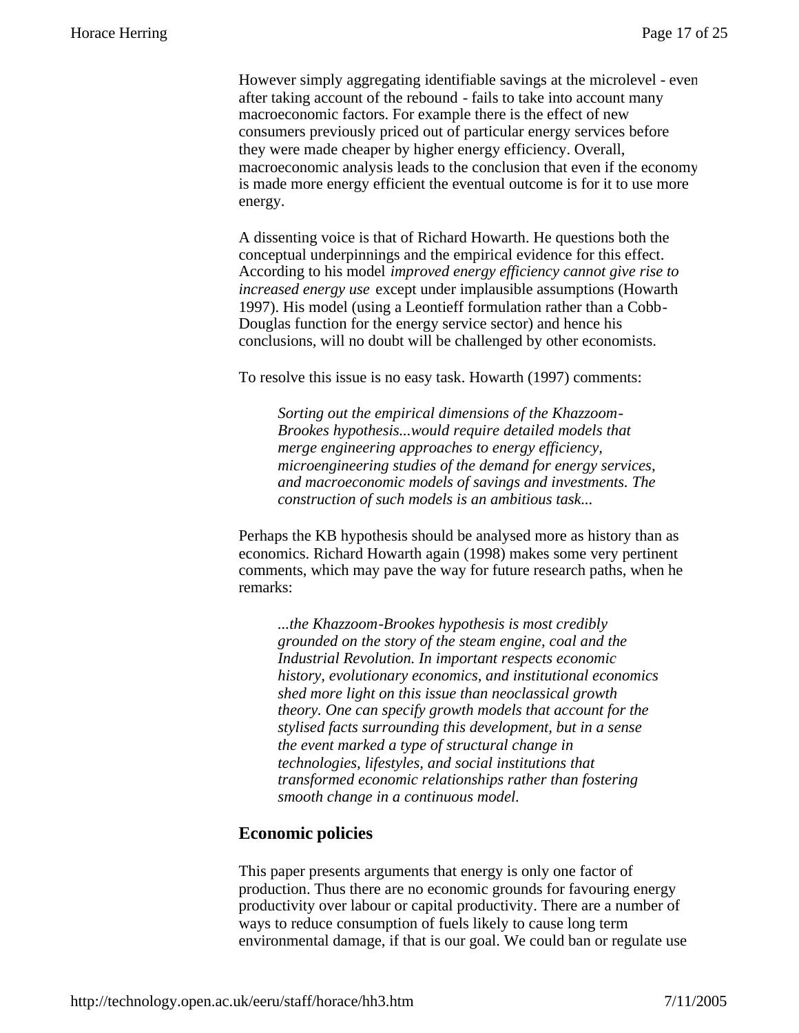However simply aggregating identifiable savings at the microlevel - even after taking account of the rebound - fails to take into account many macroeconomic factors. For example there is the effect of new consumers previously priced out of particular energy services before they were made cheaper by higher energy efficiency. Overall, macroeconomic analysis leads to the conclusion that even if the economy is made more energy efficient the eventual outcome is for it to use more energy.

A dissenting voice is that of Richard Howarth. He questions both the conceptual underpinnings and the empirical evidence for this effect. According to his model *improved energy efficiency cannot give rise to increased energy use* except under implausible assumptions (Howarth 1997). His model (using a Leontieff formulation rather than a Cobb-Douglas function for the energy service sector) and hence his conclusions, will no doubt will be challenged by other economists.

To resolve this issue is no easy task. Howarth (1997) comments:

> *Sorting out the empirical dimensions of the Khazzoom-Brookes hypothesis...would require detailed models that merge engineering approaches to energy efficiency, microengineering studies of the demand for energy services, and macroeconomic models of savings and investments. The construction of such models is an ambitious task...*

Perhaps the KB hypothesis should be analysed more as history than as economics. Richard Howarth again (1998) makes some very pertinent comments, which may pave the way for future research paths, when he remarks:

> *...the Khazzoom-Brookes hypothesis is most credibly grounded on the story of the steam engine, coal and the Industrial Revolution. In important respects economic history, evolutionary economics, and institutional economics shed more light on this issue than neoclassical growth theory. One can specify growth models that account for the stylised facts surrounding this development, but in a sense the event marked a type of structural change in technologies, lifestyles, and social institutions that transformed economic relationships rather than fostering smooth change in a continuous model.*

## Economic policies

This paper presents arguments that energy is only one factor of production. Thus there are no economic grounds for favouring energy productivity over labour or capital productivity. There are a number of ways to reduce consumption of fuels likely to cause long term environmental damage, if that is our goal. We could ban or regulate use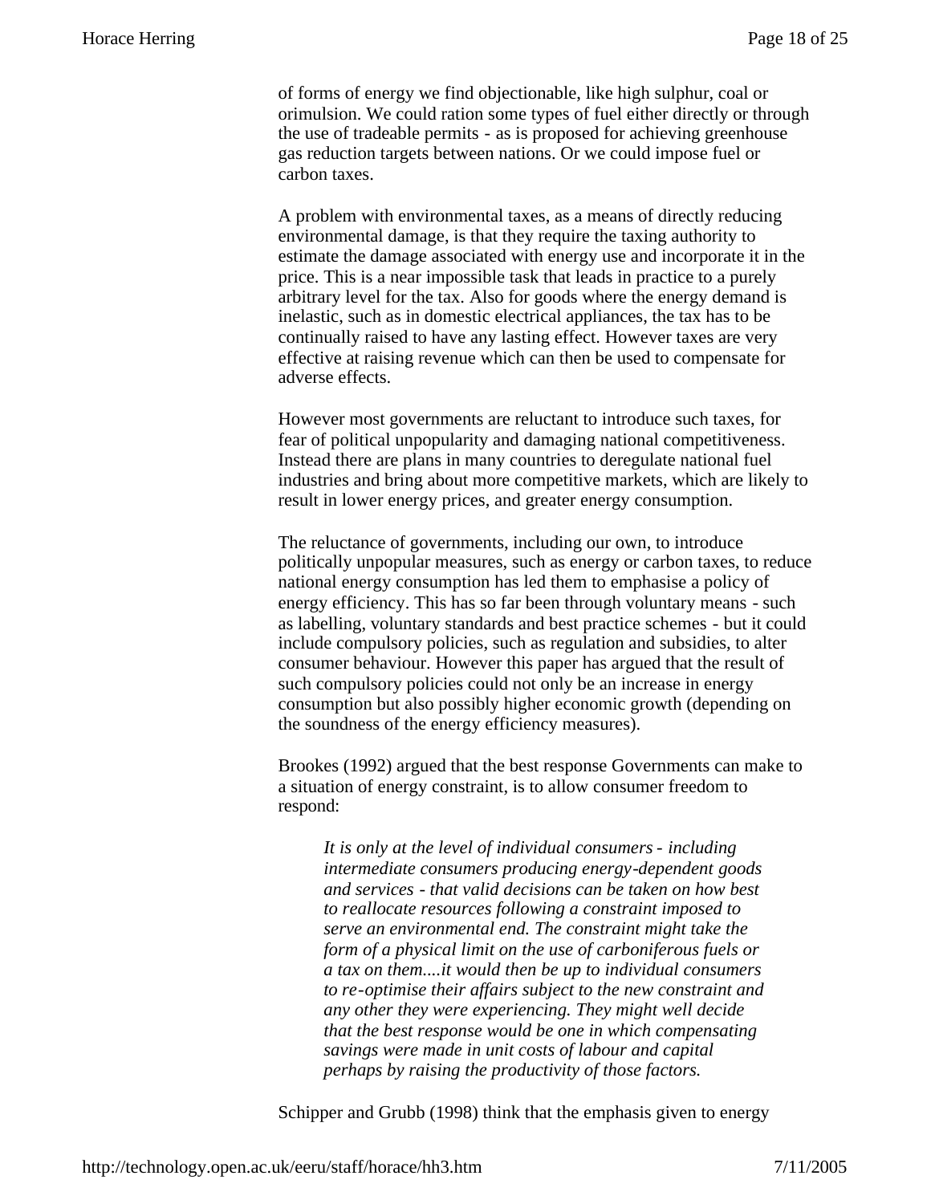of forms of energy we find objectionable, like high sulphur, coal or orimulsion. We could ration some types of fuel either directly or through the use of tradeable permits - as is proposed for achieving greenhouse gas reduction targets between nations. Or we could impose fuel or carbon taxes.

A problem with environmental taxes, as a means of directly reducing environmental damage, is that they require the taxing authority to estimate the damage associated with energy use and incorporate it in the price. This is a near impossible task that leads in practice to a purely arbitrary level for the tax. Also for goods where the energy demand is inelastic, such as in domestic electrical appliances, the tax has to be continually raised to have any lasting effect. However taxes are very effective at raising revenue which can then be used to compensate for adverse effects.

However most governments are reluctant to introduce such taxes, for fear of political unpopularity and damaging national competitiveness. Instead there are plans in many countries to deregulate national fuel industries and bring about more competitive markets, which are likely to result in lower energy prices, and greater energy consumption.

The reluctance of governments, including our own, to introduce politically unpopular measures, such as energy or carbon taxes, to reduce national energy consumption has led them to emphasise a policy of energy efficiency. This has so far been through voluntary means - such as labelling, voluntary standards and best practice schemes - but it could include compulsory policies, such as regulation and subsidies, to alter consumer behaviour. However this paper has argued that the result of such compulsory policies could not only be an increase in energy consumption but also possibly higher economic growth (depending on the soundness of the energy efficiency measures).

Brookes (1992) argued that the best response Governments can make to a situation of energy constraint, is to allow consumer freedom to respond:

> *It is only at the level of individual consumers - including intermediate consumers producing energy-dependent goods and services - that valid decisions can be taken on how best to reallocate resources following a constraint imposed to serve an environmental end. The constraint might take the form of a physical limit on the use of carboniferous fuels or a tax on them....it would then be up to individual consumers to re-optimise their affairs subject to the new constraint and any other they were experiencing. They might well decide that the best response would be one in which compensating savings were made in unit costs of labour and capital perhaps by raising the productivity of those factors.*

Schipper and Grubb (1998) think that the emphasis given to energy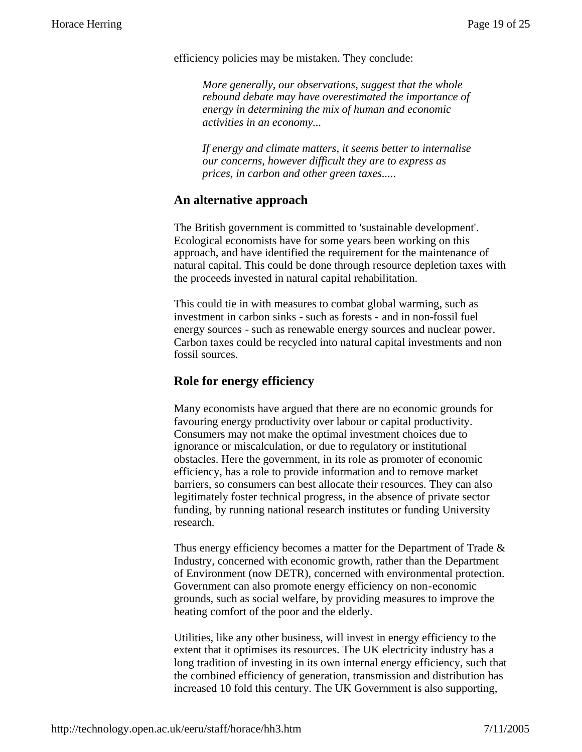efficiency policies may be mistaken. They conclude:

> *More generally, our observations, suggest that the whole rebound debate may have overestimated the importance of energy in determining the mix of human and economic activities in an economy...*
>
> *If energy and climate matters, it seems better to internalise our concerns, however difficult they are to express as prices, in carbon and other green taxes.....*

## An alternative approach

The British government is committed to 'sustainable development'. Ecological economists have for some years been working on this approach, and have identified the requirement for the maintenance of natural capital. This could be done through resource depletion taxes with the proceeds invested in natural capital rehabilitation.

This could tie in with measures to combat global warming, such as investment in carbon sinks - such as forests - and in non-fossil fuel energy sources - such as renewable energy sources and nuclear power. Carbon taxes could be recycled into natural capital investments and non fossil sources.

## Role for energy efficiency

Many economists have argued that there are no economic grounds for favouring energy productivity over labour or capital productivity. Consumers may not make the optimal investment choices due to ignorance or miscalculation, or due to regulatory or institutional obstacles. Here the government, in its role as promoter of economic efficiency, has a role to provide information and to remove market barriers, so consumers can best allocate their resources. They can also legitimately foster technical progress, in the absence of private sector funding, by running national research institutes or funding University research.

Thus energy efficiency becomes a matter for the Department of Trade & Industry, concerned with economic growth, rather than the Department of Environment (now DETR), concerned with environmental protection. Government can also promote energy efficiency on non-economic grounds, such as social welfare, by providing measures to improve the heating comfort of the poor and the elderly.

Utilities, like any other business, will invest in energy efficiency to the extent that it optimises its resources. The UK electricity industry has a long tradition of investing in its own internal energy efficiency, such that the combined efficiency of generation, transmission and distribution has increased 10 fold this century. The UK Government is also supporting,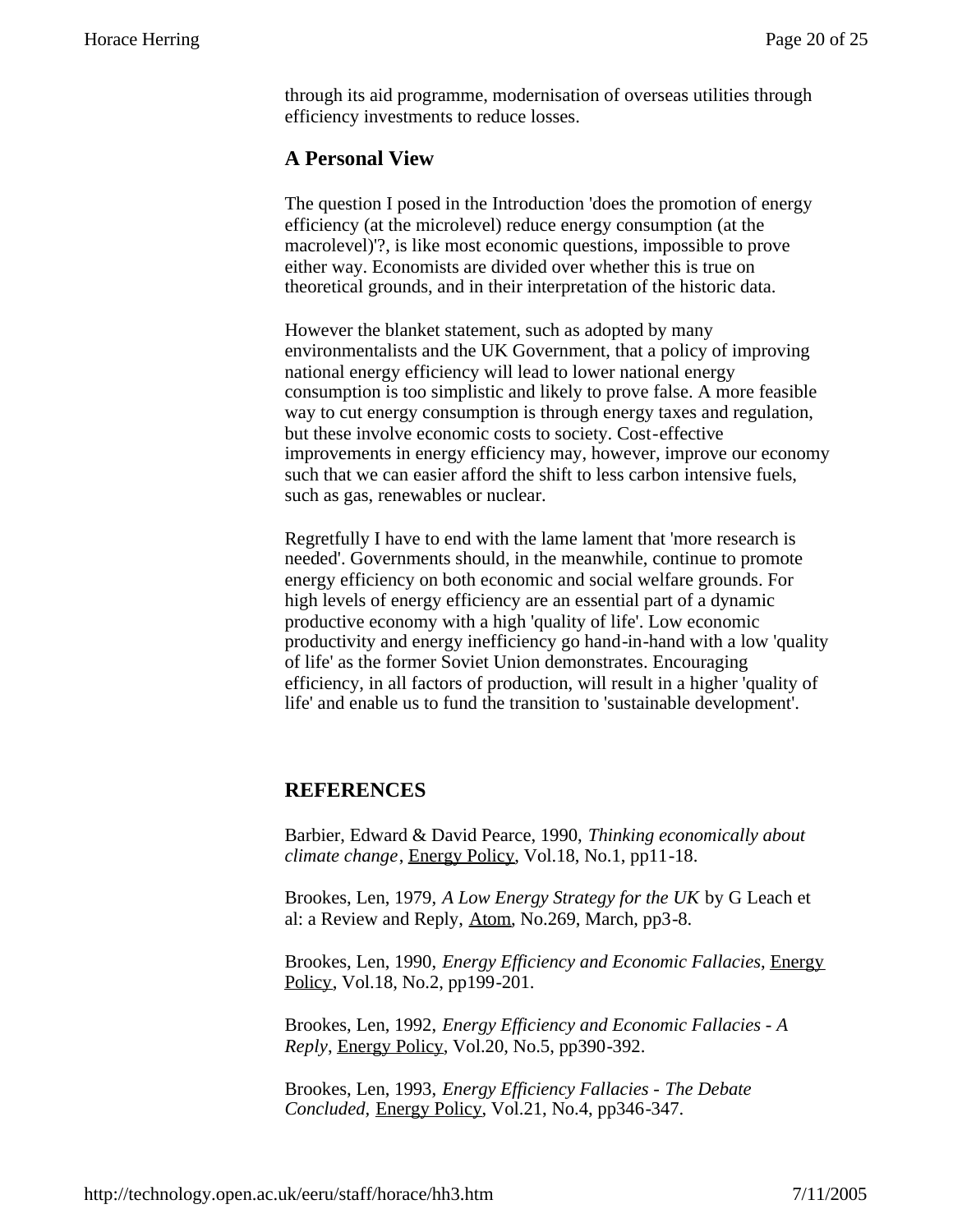through its aid programme, modernisation of overseas utilities through efficiency investments to reduce losses.

## A Personal View

The question I posed in the Introduction 'does the promotion of energy efficiency (at the microlevel) reduce energy consumption (at the macrolevel)'?, is like most economic questions, impossible to prove either way. Economists are divided over whether this is true on theoretical grounds, and in their interpretation of the historic data.

However the blanket statement, such as adopted by many environmentalists and the UK Government, that a policy of improving national energy efficiency will lead to lower national energy consumption is too simplistic and likely to prove false. A more feasible way to cut energy consumption is through energy taxes and regulation, but these involve economic costs to society. Cost-effective improvements in energy efficiency may, however, improve our economy such that we can easier afford the shift to less carbon intensive fuels, such as gas, renewables or nuclear.

Regretfully I have to end with the lame lament that 'more research is needed'. Governments should, in the meanwhile, continue to promote energy efficiency on both economic and social welfare grounds. For high levels of energy efficiency are an essential part of a dynamic productive economy with a high 'quality of life'. Low economic productivity and energy inefficiency go hand-in-hand with a low 'quality of life' as the former Soviet Union demonstrates. Encouraging efficiency, in all factors of production, will result in a higher 'quality of life' and enable us to fund the transition to 'sustainable development'.

## REFERENCES

Barbier, Edward & David Pearce, 1990, *Thinking economically about climate change*, Energy Policy, Vol.18, No.1, pp11-18.

Brookes, Len, 1979, *A Low Energy Strategy for the UK* by G Leach et al: a Review and Reply, Atom, No.269, March, pp3-8.

Brookes, Len, 1990, *Energy Efficiency and Economic Fallacies*, Energy Policy, Vol.18, No.2, pp199-201.

Brookes, Len, 1992, *Energy Efficiency and Economic Fallacies - A Reply*, Energy Policy, Vol.20, No.5, pp390-392.

Brookes, Len, 1993, *Energy Efficiency Fallacies - The Debate Concluded,* Energy Policy, Vol.21, No.4, pp346-347.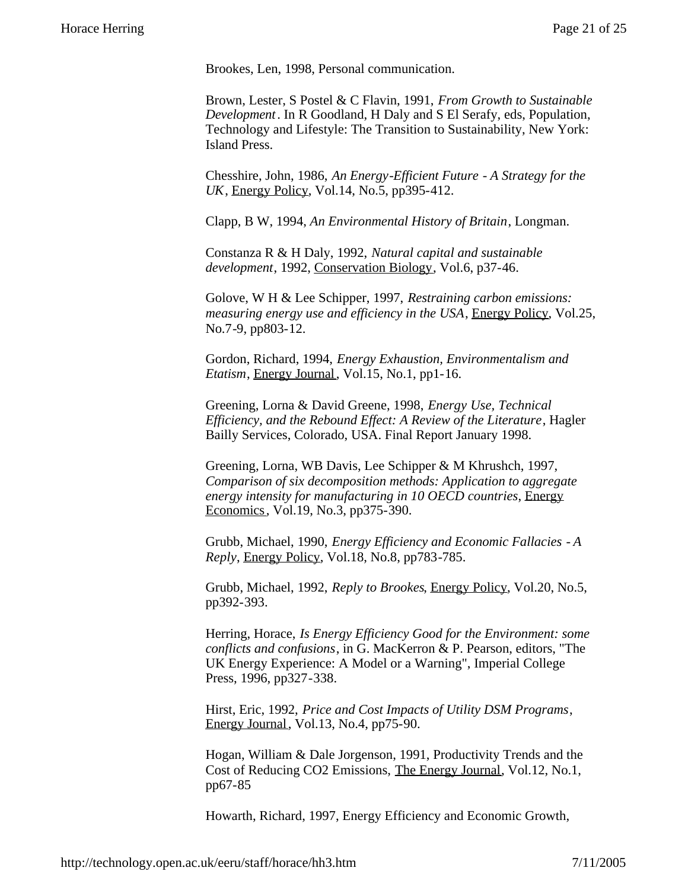Brookes, Len, 1998, Personal communication.

Brown, Lester, S Postel & C Flavin, 1991, *From Growth to Sustainable Development*. In R Goodland, H Daly and S El Serafy, eds, Population, Technology and Lifestyle: The Transition to Sustainability, New York: Island Press.

Chesshire, John, 1986, *An Energy-Efficient Future - A Strategy for the UK*, Energy Policy, Vol.14, No.5, pp395-412.

Clapp, B W, 1994, *An Environmental History of Britain*, Longman.

Constanza R & H Daly, 1992, *Natural capital and sustainable development*, 1992, Conservation Biology, Vol.6, p37-46.

Golove, W H & Lee Schipper, 1997, *Restraining carbon emissions: measuring energy use and efficiency in the USA*, Energy Policy, Vol.25, No.7-9, pp803-12.

Gordon, Richard, 1994, *Energy Exhaustion, Environmentalism and Etatism*, Energy Journal, Vol.15, No.1, pp1-16.

Greening, Lorna & David Greene, 1998, *Energy Use, Technical Efficiency, and the Rebound Effect: A Review of the Literature*, Hagler Bailly Services, Colorado, USA. Final Report January 1998.

Greening, Lorna, WB Davis, Lee Schipper & M Khrushch, 1997, *Comparison of six decomposition methods: Application to aggregate energy intensity for manufacturing in 10 OECD countries*, Energy Economics, Vol.19, No.3, pp375-390.

Grubb, Michael, 1990, *Energy Efficiency and Economic Fallacies - A Reply*, Energy Policy, Vol.18, No.8, pp783-785.

Grubb, Michael, 1992, *Reply to Brookes*, Energy Policy, Vol.20, No.5, pp392-393.

Herring, Horace, *Is Energy Efficiency Good for the Environment: some conflicts and confusions*, in G. MacKerron & P. Pearson, editors, "The UK Energy Experience: A Model or a Warning", Imperial College Press, 1996, pp327-338.

Hirst, Eric, 1992, *Price and Cost Impacts of Utility DSM Programs*, Energy Journal, Vol.13, No.4, pp75-90.

Hogan, William & Dale Jorgenson, 1991, Productivity Trends and the Cost of Reducing CO2 Emissions, The Energy Journal, Vol.12, No.1, pp67-85

Howarth, Richard, 1997, Energy Efficiency and Economic Growth,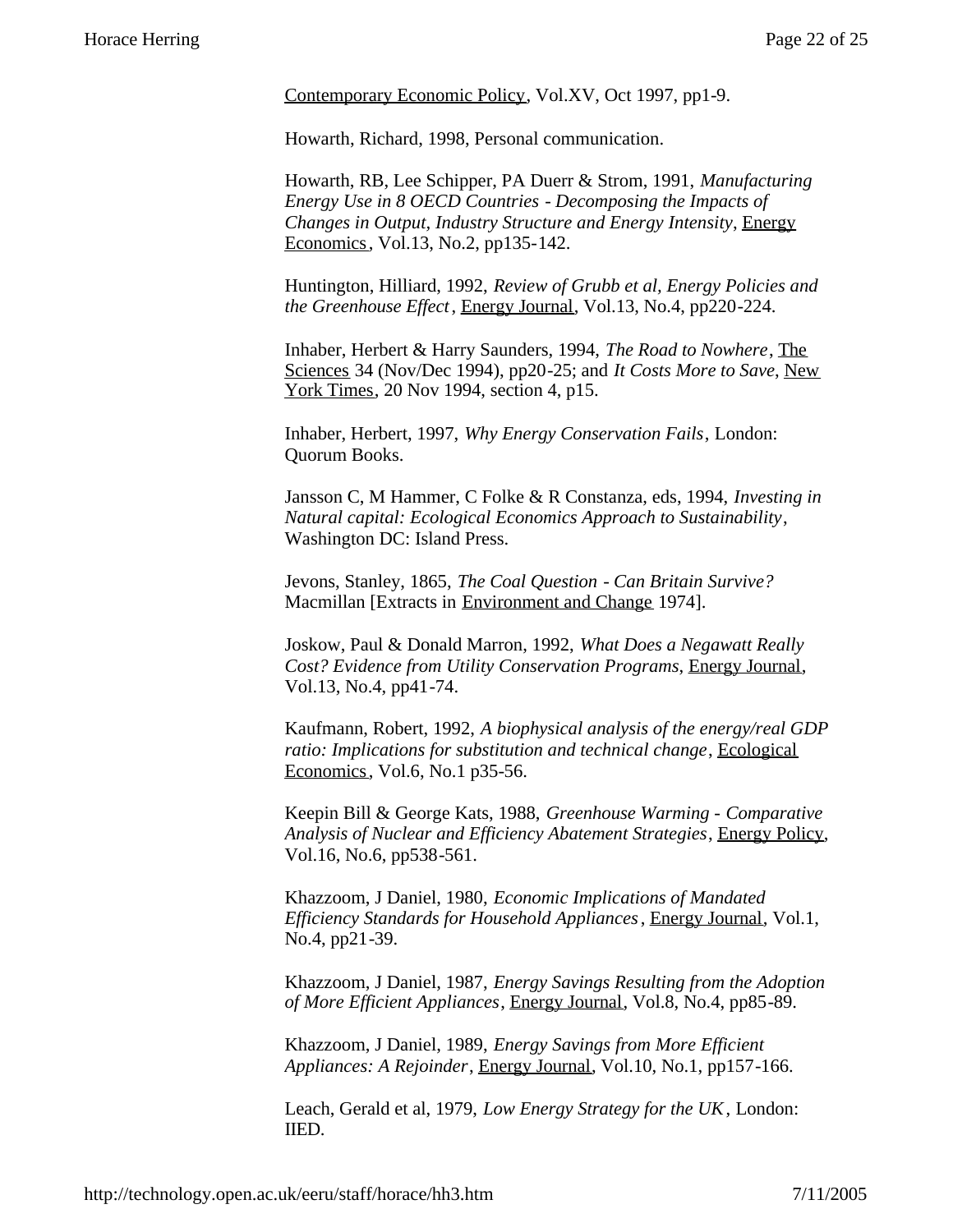Contemporary Economic Policy, Vol.XV, Oct 1997, pp1-9.

Howarth, Richard, 1998, Personal communication.

Howarth, RB, Lee Schipper, PA Duerr & Strom, 1991, *Manufacturing Energy Use in 8 OECD Countries - Decomposing the Impacts of Changes in Output, Industry Structure and Energy Intensity*, Energy Economics, Vol.13, No.2, pp135-142.

Huntington, Hilliard, 1992, *Review of Grubb et al, Energy Policies and the Greenhouse Effect*, Energy Journal, Vol.13, No.4, pp220-224.

Inhaber, Herbert & Harry Saunders, 1994, *The Road to Nowhere*, The Sciences 34 (Nov/Dec 1994), pp20-25; and *It Costs More to Save*, New York Times, 20 Nov 1994, section 4, p15.

Inhaber, Herbert, 1997, *Why Energy Conservation Fails*, London: Quorum Books.

Jansson C, M Hammer, C Folke & R Constanza, eds, 1994, *Investing in Natural capital: Ecological Economics Approach to Sustainability*, Washington DC: Island Press.

Jevons, Stanley, 1865, *The Coal Question - Can Britain Survive?* Macmillan [Extracts in Environment and Change 1974].

Joskow, Paul & Donald Marron, 1992, *What Does a Negawatt Really Cost? Evidence from Utility Conservation Programs*, Energy Journal, Vol.13, No.4, pp41-74.

Kaufmann, Robert, 1992, *A biophysical analysis of the energy/real GDP ratio: Implications for substitution and technical change*, Ecological Economics, Vol.6, No.1 p35-56.

Keepin Bill & George Kats, 1988, *Greenhouse Warming - Comparative Analysis of Nuclear and Efficiency Abatement Strategies*, Energy Policy, Vol.16, No.6, pp538-561.

Khazzoom, J Daniel, 1980, *Economic Implications of Mandated Efficiency Standards for Household Appliances*, Energy Journal, Vol.1, No.4, pp21-39.

Khazzoom, J Daniel, 1987, *Energy Savings Resulting from the Adoption of More Efficient Appliances*, Energy Journal, Vol.8, No.4, pp85-89.

Khazzoom, J Daniel, 1989, *Energy Savings from More Efficient Appliances: A Rejoinder*, Energy Journal, Vol.10, No.1, pp157-166.

Leach, Gerald et al, 1979, *Low Energy Strategy for the UK*, London: IIED.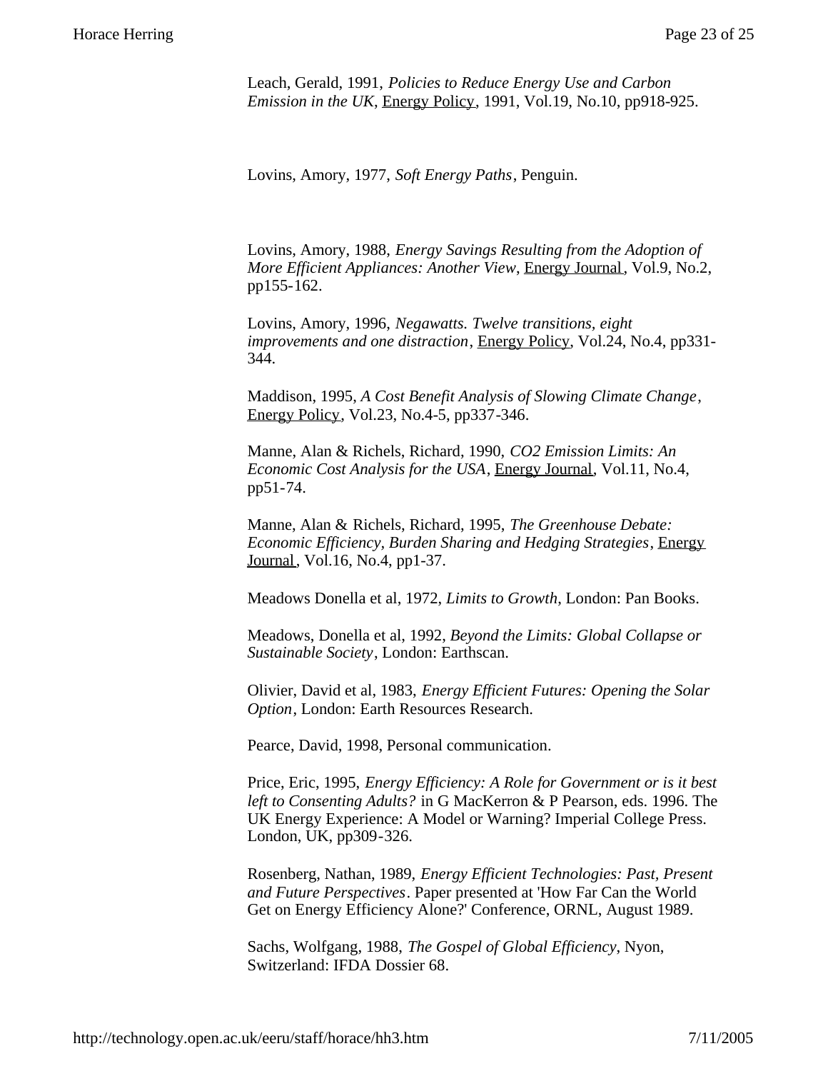Leach, Gerald, 1991, *Policies to Reduce Energy Use and Carbon Emission in the UK*, Energy Policy, 1991, Vol.19, No.10, pp918-925.

Lovins, Amory, 1977, *Soft Energy Paths*, Penguin.

Lovins, Amory, 1988, *Energy Savings Resulting from the Adoption of More Efficient Appliances: Another View*, Energy Journal, Vol.9, No.2, pp155-162.

Lovins, Amory, 1996, *Negawatts. Twelve transitions, eight improvements and one distraction*, Energy Policy, Vol.24, No.4, pp331-344.

Maddison, 1995, *A Cost Benefit Analysis of Slowing Climate Change*, Energy Policy, Vol.23, No.4-5, pp337-346.

Manne, Alan & Richels, Richard, 1990, *CO2 Emission Limits: An Economic Cost Analysis for the USA*, Energy Journal, Vol.11, No.4, pp51-74.

Manne, Alan & Richels, Richard, 1995, *The Greenhouse Debate: Economic Efficiency, Burden Sharing and Hedging Strategies*, Energy Journal, Vol.16, No.4, pp1-37.

Meadows Donella et al, 1972, *Limits to Growth*, London: Pan Books.

Meadows, Donella et al, 1992, *Beyond the Limits: Global Collapse or Sustainable Society*, London: Earthscan.

Olivier, David et al, 1983, *Energy Efficient Futures: Opening the Solar Option*, London: Earth Resources Research.

Pearce, David, 1998, Personal communication.

Price, Eric, 1995, *Energy Efficiency: A Role for Government or is it best left to Consenting Adults?* in G MacKerron & P Pearson, eds. 1996. The UK Energy Experience: A Model or Warning? Imperial College Press. London, UK, pp309-326.

Rosenberg, Nathan, 1989, *Energy Efficient Technologies: Past, Present and Future Perspectives*. Paper presented at 'How Far Can the World Get on Energy Efficiency Alone?' Conference, ORNL, August 1989.

Sachs, Wolfgang, 1988, *The Gospel of Global Efficiency*, Nyon, Switzerland: IFDA Dossier 68.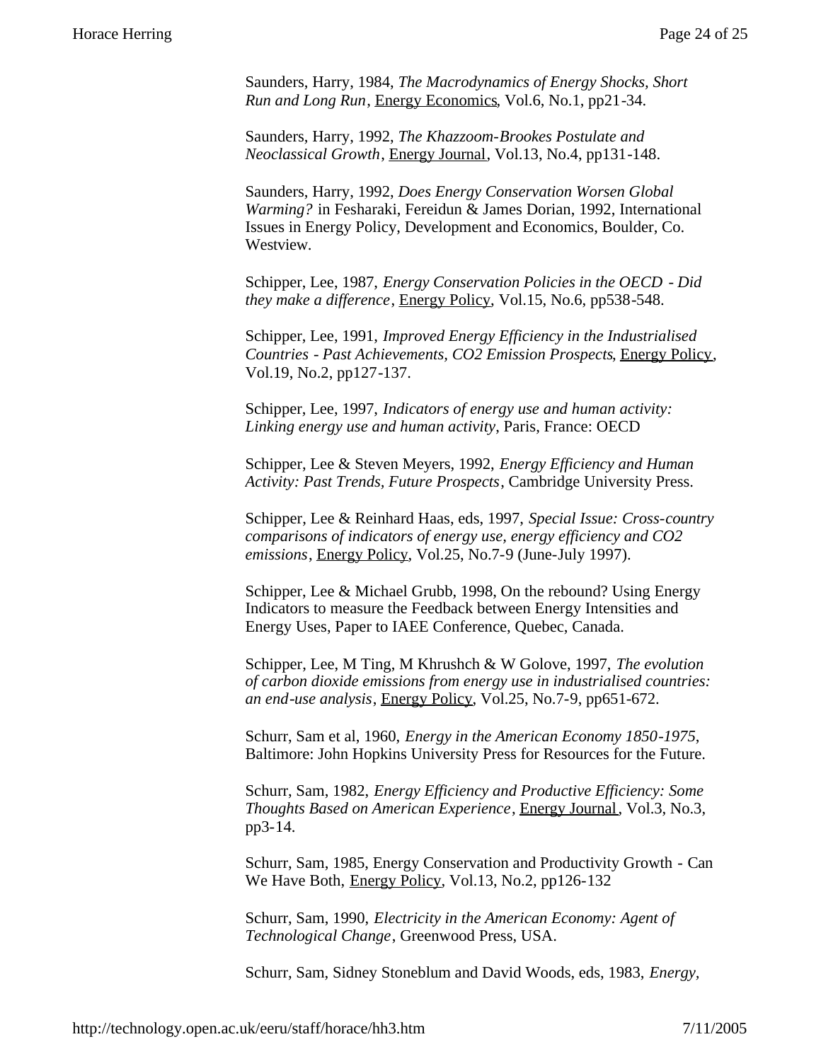Saunders, Harry, 1984, *The Macrodynamics of Energy Shocks, Short Run and Long Run*, Energy Economics, Vol.6, No.1, pp21-34.

Saunders, Harry, 1992, *The Khazzoom-Brookes Postulate and Neoclassical Growth*, Energy Journal, Vol.13, No.4, pp131-148.

Saunders, Harry, 1992, *Does Energy Conservation Worsen Global Warming?* in Fesharaki, Fereidun & James Dorian, 1992, International Issues in Energy Policy, Development and Economics, Boulder, Co. Westview.

Schipper, Lee, 1987, *Energy Conservation Policies in the OECD - Did they make a difference*, Energy Policy, Vol.15, No.6, pp538-548.

Schipper, Lee, 1991, *Improved Energy Efficiency in the Industrialised Countries - Past Achievements, CO2 Emission Prospects*, Energy Policy, Vol.19, No.2, pp127-137.

Schipper, Lee, 1997, *Indicators of energy use and human activity: Linking energy use and human activity*, Paris, France: OECD

Schipper, Lee & Steven Meyers, 1992, *Energy Efficiency and Human Activity: Past Trends, Future Prospects*, Cambridge University Press.

Schipper, Lee & Reinhard Haas, eds, 1997, *Special Issue: Cross-country comparisons of indicators of energy use, energy efficiency and CO2 emissions*, Energy Policy, Vol.25, No.7-9 (June-July 1997).

Schipper, Lee & Michael Grubb, 1998, On the rebound? Using Energy Indicators to measure the Feedback between Energy Intensities and Energy Uses, Paper to IAEE Conference, Quebec, Canada.

Schipper, Lee, M Ting, M Khrushch & W Golove, 1997, *The evolution of carbon dioxide emissions from energy use in industrialised countries: an end-use analysis*, Energy Policy, Vol.25, No.7-9, pp651-672.

Schurr, Sam et al, 1960, *Energy in the American Economy 1850-1975*, Baltimore: John Hopkins University Press for Resources for the Future.

Schurr, Sam, 1982, *Energy Efficiency and Productive Efficiency: Some Thoughts Based on American Experience*, Energy Journal, Vol.3, No.3, pp3-14.

Schurr, Sam, 1985, Energy Conservation and Productivity Growth - Can We Have Both, Energy Policy, Vol.13, No.2, pp126-132

Schurr, Sam, 1990, *Electricity in the American Economy: Agent of Technological Change*, Greenwood Press, USA.

Schurr, Sam, Sidney Stoneblum and David Woods, eds, 1983, *Energy,*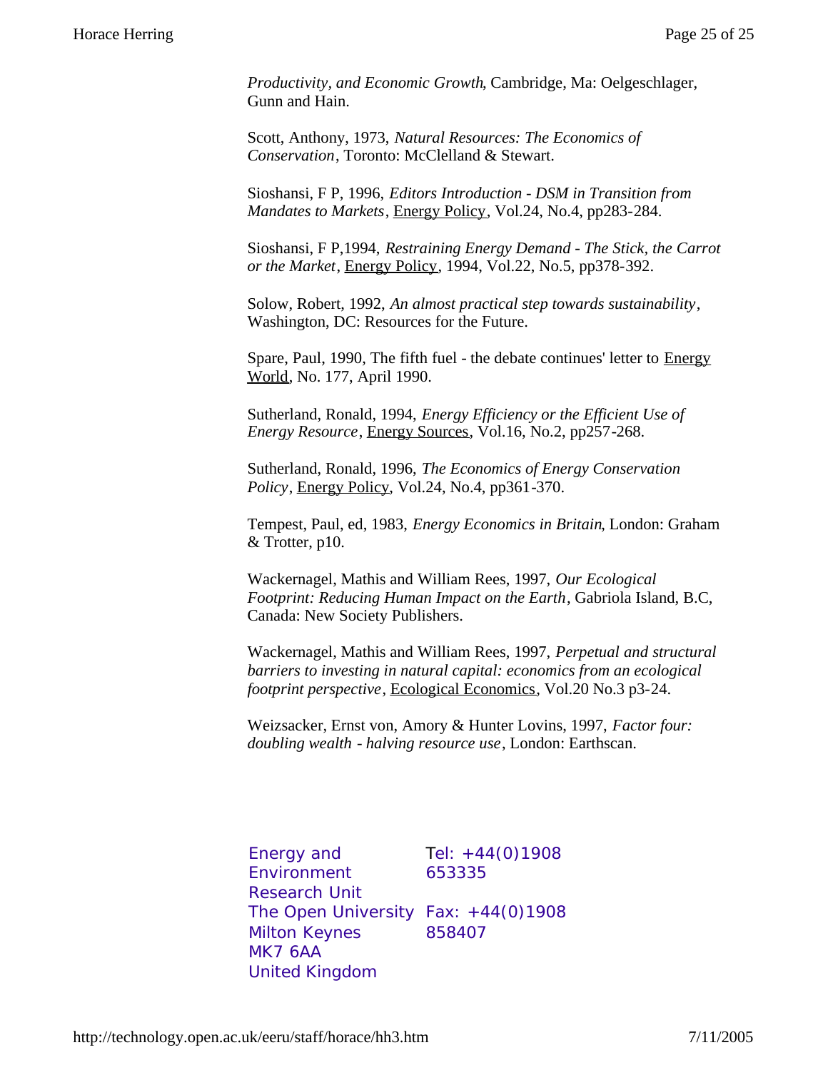*Productivity, and Economic Growth*, Cambridge, Ma: Oelgeschlager, Gunn and Hain.

Scott, Anthony, 1973, *Natural Resources: The Economics of Conservation*, Toronto: McClelland & Stewart.

Sioshansi, F P, 1996, *Editors Introduction - DSM in Transition from Mandates to Markets*, Energy Policy, Vol.24, No.4, pp283-284.

Sioshansi, F P,1994, *Restraining Energy Demand - The Stick, the Carrot or the Market*, Energy Policy, 1994, Vol.22, No.5, pp378-392.

Solow, Robert, 1992, *An almost practical step towards sustainability*, Washington, DC: Resources for the Future.

Spare, Paul, 1990, The fifth fuel - the debate continues' letter to Energy World, No. 177, April 1990.

Sutherland, Ronald, 1994, *Energy Efficiency or the Efficient Use of Energy Resource*, Energy Sources, Vol.16, No.2, pp257-268.

Sutherland, Ronald, 1996, *The Economics of Energy Conservation Policy*, Energy Policy, Vol.24, No.4, pp361-370.

Tempest, Paul, ed, 1983, *Energy Economics in Britain*, London: Graham & Trotter, p10.

Wackernagel, Mathis and William Rees, 1997, *Our Ecological Footprint: Reducing Human Impact on the Earth*, Gabriola Island, B.C, Canada: New Society Publishers.

Wackernagel, Mathis and William Rees, 1997, *Perpetual and structural barriers to investing in natural capital: economics from an ecological footprint perspective*, Ecological Economics, Vol.20 No.3 p3-24.

Weizsacker, Ernst von, Amory & Hunter Lovins, 1997, *Factor four: doubling wealth - halving resource use*, London: Earthscan.

| | |
|---|---|
| Energy and Environment Research Unit | Tel: +44(0)1908 653335 |
| The Open University | Fax: +44(0)1908 858407 |
| Milton Keynes | |
| MK7 6AA | |
| United Kingdom | |